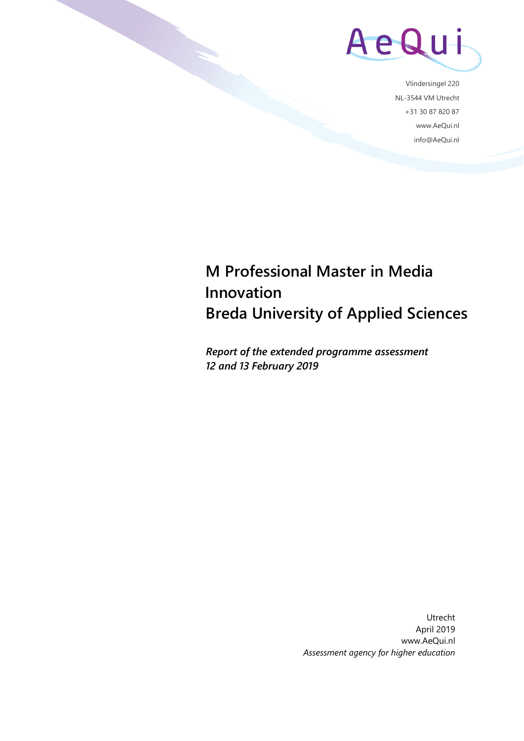AeQui

Vlindersingel 220
NL-3544 VM Utrecht
+31 30 87 820 87
www.AeQui.nl
info@AeQui.nl

# M Professional Master in Media Innovation
# Breda University of Applied Sciences

***Report of the extended programme assessment***
***12 and 13 February 2019***

Utrecht
April 2019
www.AeQui.nl
*Assessment agency for higher education*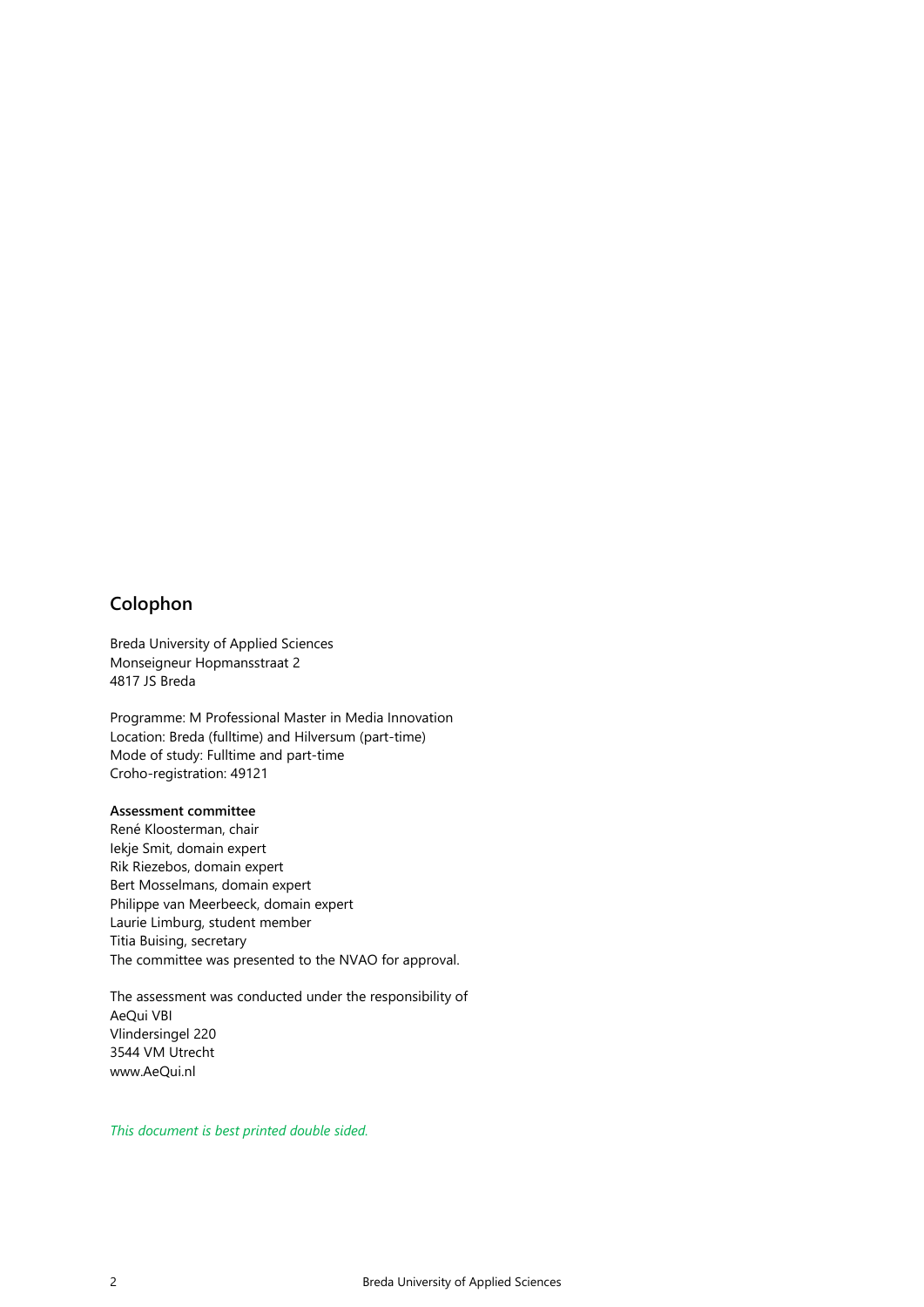## Colophon

Breda University of Applied Sciences
Monseigneur Hopmansstraat 2
4817 JS Breda

Programme: M Professional Master in Media Innovation
Location: Breda (fulltime) and Hilversum (part-time)
Mode of study: Fulltime and part-time
Croho-registration: 49121

**Assessment committee**
René Kloosterman, chair
Iekje Smit, domain expert
Rik Riezebos, domain expert
Bert Mosselmans, domain expert
Philippe van Meerbeeck, domain expert
Laurie Limburg, student member
Titia Buising, secretary
The committee was presented to the NVAO for approval.

The assessment was conducted under the responsibility of
AeQui VBI
Vlindersingel 220
3544 VM Utrecht
www.AeQui.nl

*This document is best printed double sided.*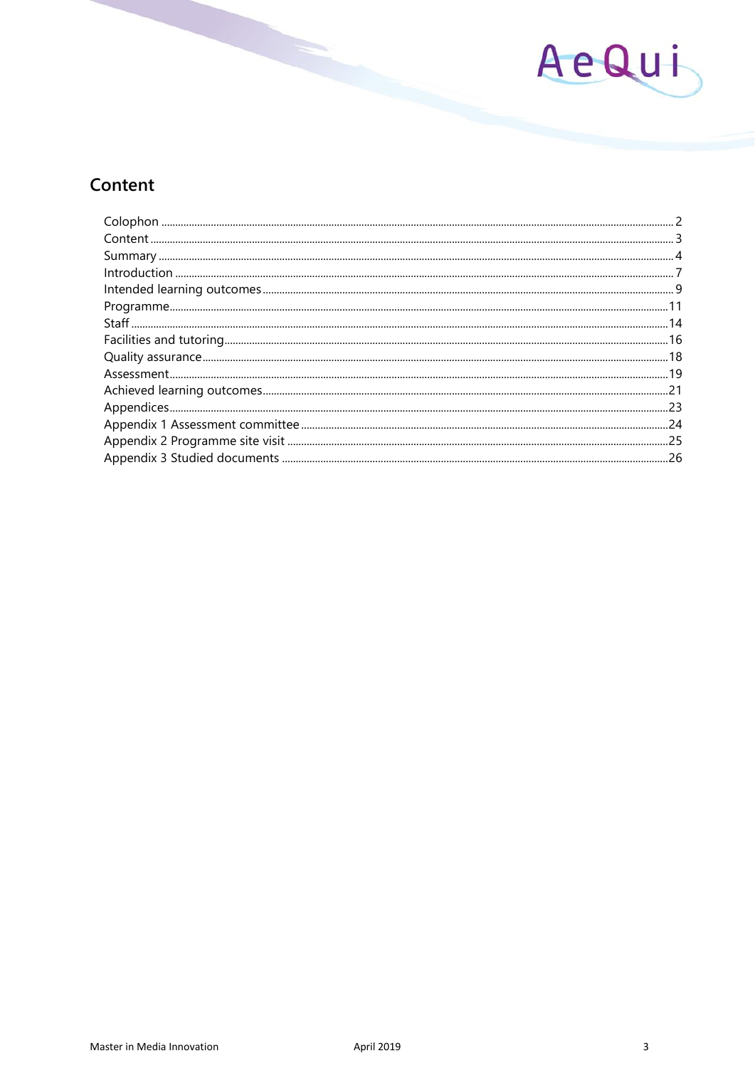## Content

| | |
|---|---|
| Colophon | 2 |
| Content | 3 |
| Summary | 4 |
| Introduction | 7 |
| Intended learning outcomes | 9 |
| Programme | 11 |
| Staff | 14 |
| Facilities and tutoring | 16 |
| Quality assurance | 18 |
| Assessment | 19 |
| Achieved learning outcomes | 21 |
| Appendices | 23 |
| Appendix 1 Assessment committee | 24 |
| Appendix 2 Programme site visit | 25 |
| Appendix 3 Studied documents | 26 |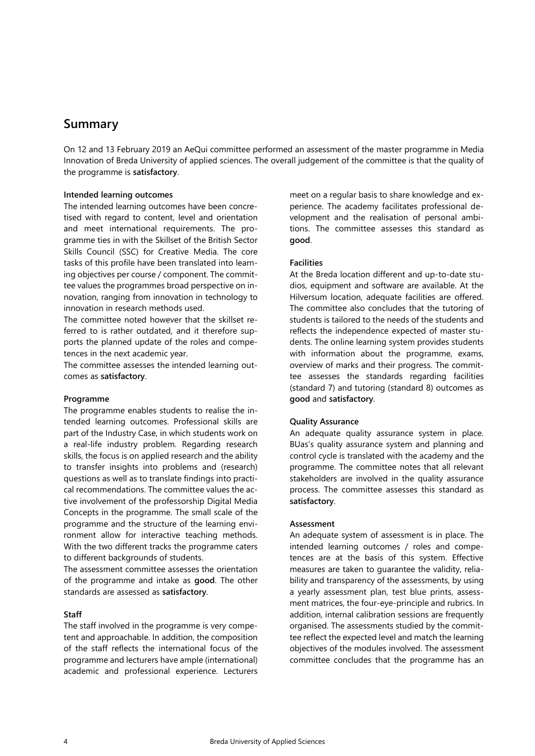## Summary

On 12 and 13 February 2019 an AeQui committee performed an assessment of the master programme in Media Innovation of Breda University of applied sciences. The overall judgement of the committee is that the quality of the programme is **satisfactory**.

**Intended learning outcomes**

The intended learning outcomes have been concretised with regard to content, level and orientation and meet international requirements. The programme ties in with the Skillset of the British Sector Skills Council (SSC) for Creative Media. The core tasks of this profile have been translated into learning objectives per course / component. The committee values the programmes broad perspective on innovation, ranging from innovation in technology to innovation in research methods used.

The committee noted however that the skillset referred to is rather outdated, and it therefore supports the planned update of the roles and competences in the next academic year.

The committee assesses the intended learning outcomes as **satisfactory**.

**Programme**

The programme enables students to realise the intended learning outcomes. Professional skills are part of the Industry Case, in which students work on a real-life industry problem. Regarding research skills, the focus is on applied research and the ability to transfer insights into problems and (research) questions as well as to translate findings into practical recommendations. The committee values the active involvement of the professorship Digital Media Concepts in the programme. The small scale of the programme and the structure of the learning environment allow for interactive teaching methods. With the two different tracks the programme caters to different backgrounds of students.

The assessment committee assesses the orientation of the programme and intake as **good**. The other standards are assessed as **satisfactory**.

**Staff**

The staff involved in the programme is very competent and approachable. In addition, the composition of the staff reflects the international focus of the programme and lecturers have ample (international) academic and professional experience. Lecturers meet on a regular basis to share knowledge and experience. The academy facilitates professional development and the realisation of personal ambitions. The committee assesses this standard as **good**.

**Facilities**

At the Breda location different and up-to-date studios, equipment and software are available. At the Hilversum location, adequate facilities are offered. The committee also concludes that the tutoring of students is tailored to the needs of the students and reflects the independence expected of master students. The online learning system provides students with information about the programme, exams, overview of marks and their progress. The committee assesses the standards regarding facilities (standard 7) and tutoring (standard 8) outcomes as **good** and **satisfactory**.

**Quality Assurance**

An adequate quality assurance system in place. BUas's quality assurance system and planning and control cycle is translated with the academy and the programme. The committee notes that all relevant stakeholders are involved in the quality assurance process. The committee assesses this standard as **satisfactory**.

**Assessment**

An adequate system of assessment is in place. The intended learning outcomes / roles and competences are at the basis of this system. Effective measures are taken to guarantee the validity, reliability and transparency of the assessments, by using a yearly assessment plan, test blue prints, assessment matrices, the four-eye-principle and rubrics. In addition, internal calibration sessions are frequently organised. The assessments studied by the committee reflect the expected level and match the learning objectives of the modules involved. The assessment committee concludes that the programme has an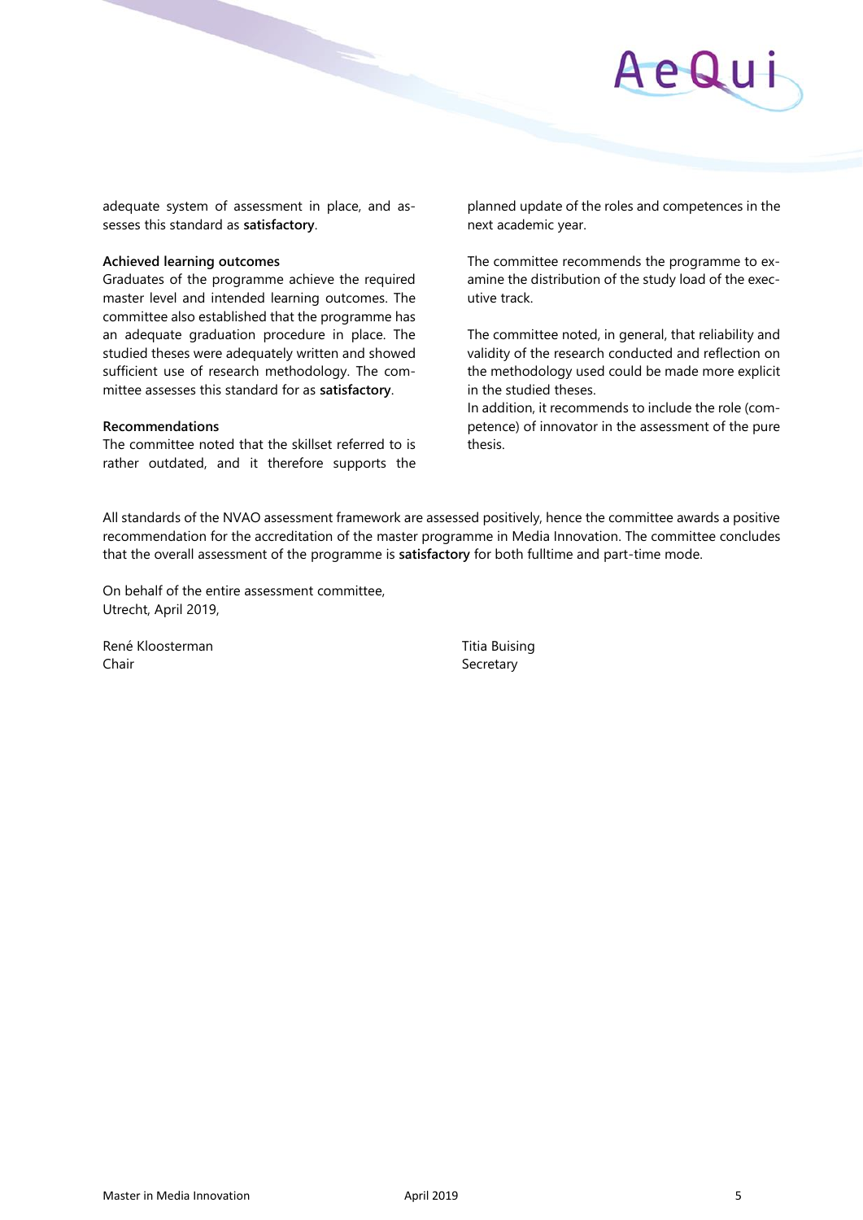adequate system of assessment in place, and assesses this standard as **satisfactory**.

**Achieved learning outcomes**

Graduates of the programme achieve the required master level and intended learning outcomes. The committee also established that the programme has an adequate graduation procedure in place. The studied theses were adequately written and showed sufficient use of research methodology. The committee assesses this standard for as **satisfactory**.

**Recommendations**

The committee noted that the skillset referred to is rather outdated, and it therefore supports the planned update of the roles and competences in the next academic year.

The committee recommends the programme to examine the distribution of the study load of the executive track.

The committee noted, in general, that reliability and validity of the research conducted and reflection on the methodology used could be made more explicit in the studied theses.
In addition, it recommends to include the role (competence) of innovator in the assessment of the pure thesis.

All standards of the NVAO assessment framework are assessed positively, hence the committee awards a positive recommendation for the accreditation of the master programme in Media Innovation. The committee concludes that the overall assessment of the programme is **satisfactory** for both fulltime and part-time mode.

On behalf of the entire assessment committee,
Utrecht, April 2019,

René Kloosterman
Chair

Titia Buising
Secretary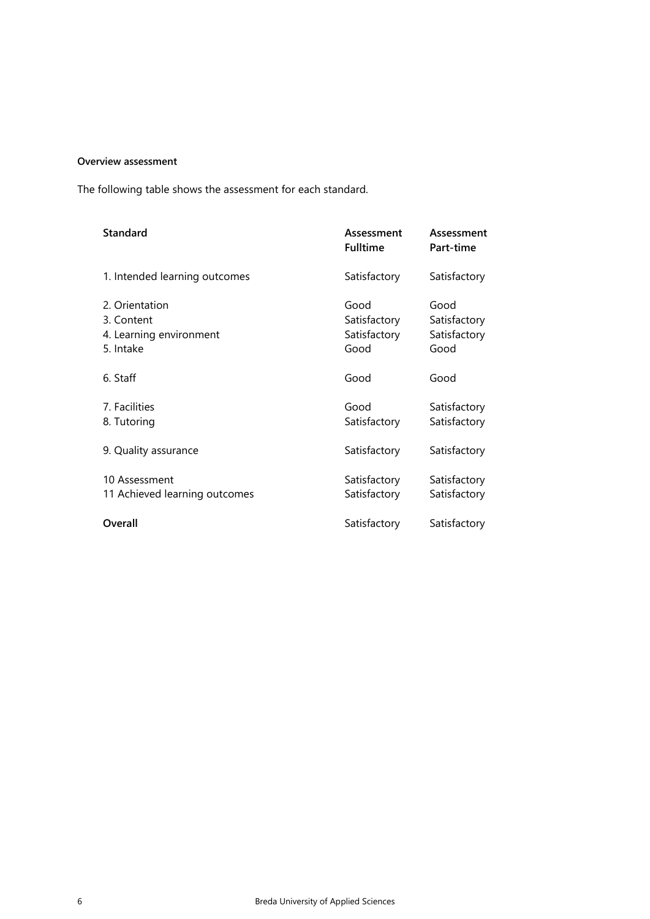**Overview assessment**

The following table shows the assessment for each standard.

| Standard | Assessment Fulltime | Assessment Part-time |
|---|---|---|
| 1. Intended learning outcomes | Satisfactory | Satisfactory |
| 2. Orientation | Good | Good |
| 3. Content | Satisfactory | Satisfactory |
| 4. Learning environment | Satisfactory | Satisfactory |
| 5. Intake | Good | Good |
| 6. Staff | Good | Good |
| 7. Facilities | Good | Satisfactory |
| 8. Tutoring | Satisfactory | Satisfactory |
| 9. Quality assurance | Satisfactory | Satisfactory |
| 10 Assessment | Satisfactory | Satisfactory |
| 11 Achieved learning outcomes | Satisfactory | Satisfactory |
| **Overall** | Satisfactory | Satisfactory |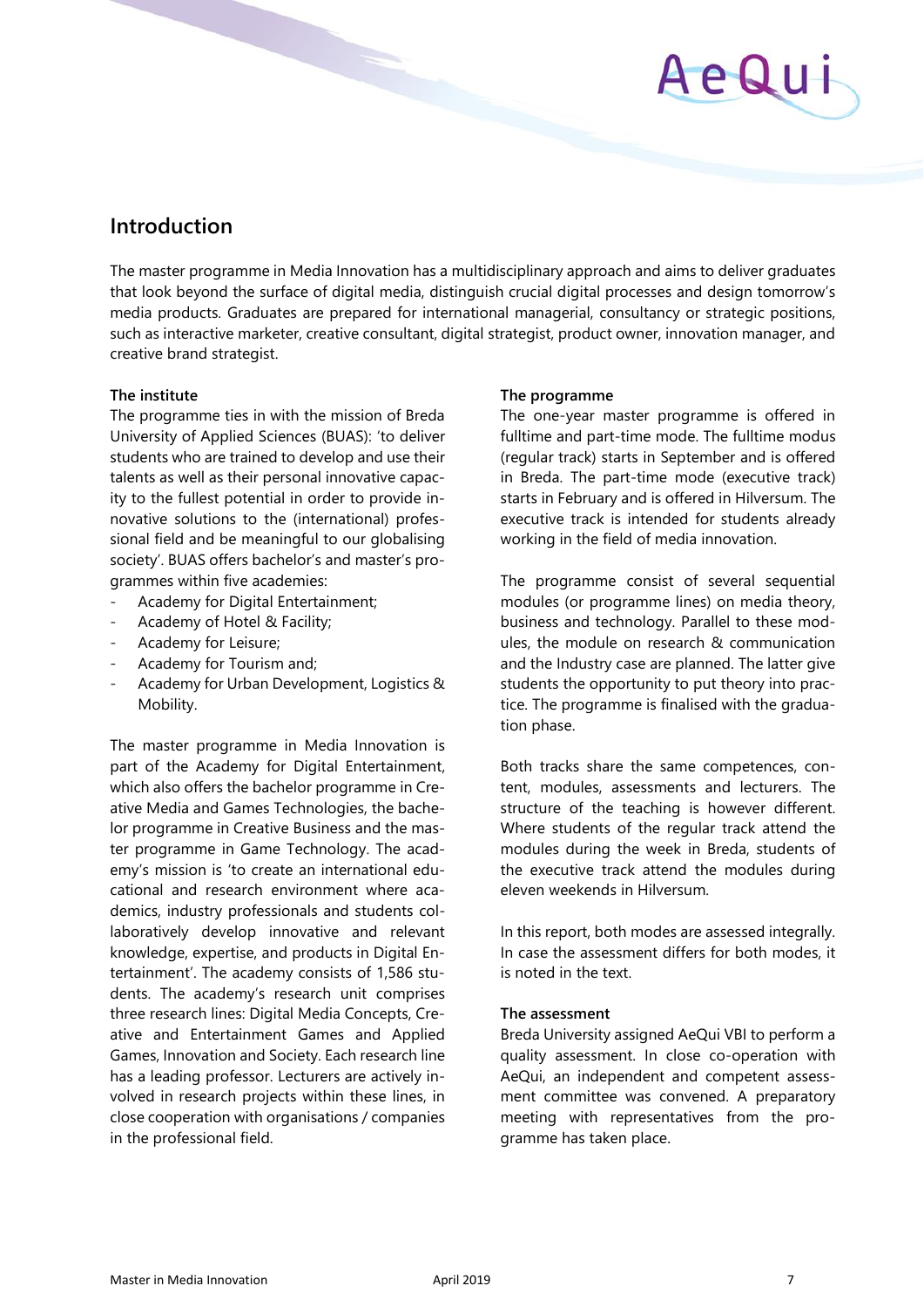## Introduction

The master programme in Media Innovation has a multidisciplinary approach and aims to deliver graduates that look beyond the surface of digital media, distinguish crucial digital processes and design tomorrow's media products. Graduates are prepared for international managerial, consultancy or strategic positions, such as interactive marketer, creative consultant, digital strategist, product owner, innovation manager, and creative brand strategist.

**The institute**

The programme ties in with the mission of Breda University of Applied Sciences (BUAS): 'to deliver students who are trained to develop and use their talents as well as their personal innovative capacity to the fullest potential in order to provide innovative solutions to the (international) professional field and be meaningful to our globalising society'. BUAS offers bachelor's and master's programmes within five academies:

- Academy for Digital Entertainment;
- Academy of Hotel & Facility;
- Academy for Leisure;
- Academy for Tourism and;
- Academy for Urban Development, Logistics & Mobility.

The master programme in Media Innovation is part of the Academy for Digital Entertainment, which also offers the bachelor programme in Creative Media and Games Technologies, the bachelor programme in Creative Business and the master programme in Game Technology. The academy's mission is 'to create an international educational and research environment where academics, industry professionals and students collaboratively develop innovative and relevant knowledge, expertise, and products in Digital Entertainment'. The academy consists of 1,586 students. The academy's research unit comprises three research lines: Digital Media Concepts, Creative and Entertainment Games and Applied Games, Innovation and Society. Each research line has a leading professor. Lecturers are actively involved in research projects within these lines, in close cooperation with organisations / companies in the professional field.

**The programme**

The one-year master programme is offered in fulltime and part-time mode. The fulltime modus (regular track) starts in September and is offered in Breda. The part-time mode (executive track) starts in February and is offered in Hilversum. The executive track is intended for students already working in the field of media innovation.

The programme consist of several sequential modules (or programme lines) on media theory, business and technology. Parallel to these modules, the module on research & communication and the Industry case are planned. The latter give students the opportunity to put theory into practice. The programme is finalised with the graduation phase.

Both tracks share the same competences, content, modules, assessments and lecturers. The structure of the teaching is however different. Where students of the regular track attend the modules during the week in Breda, students of the executive track attend the modules during eleven weekends in Hilversum.

In this report, both modes are assessed integrally. In case the assessment differs for both modes, it is noted in the text.

**The assessment**

Breda University assigned AeQui VBI to perform a quality assessment. In close co-operation with AeQui, an independent and competent assessment committee was convened. A preparatory meeting with representatives from the programme has taken place.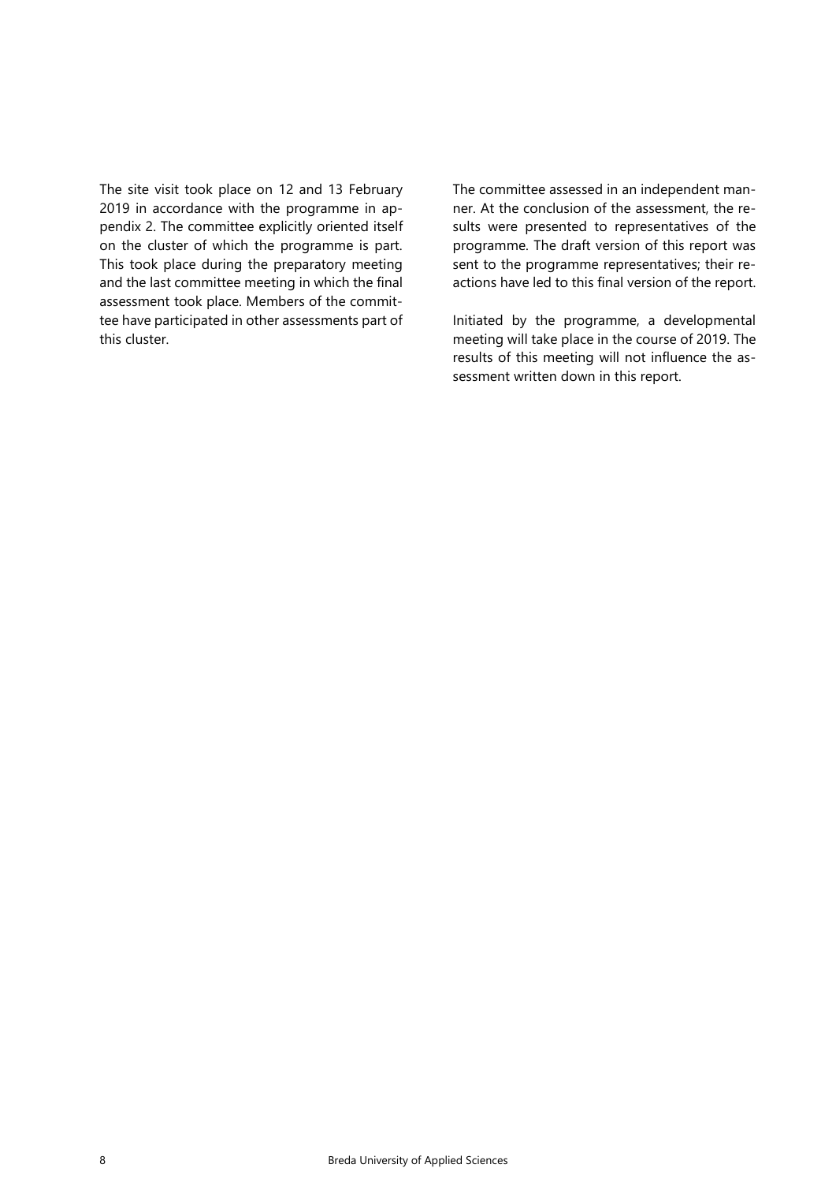The site visit took place on 12 and 13 February 2019 in accordance with the programme in appendix 2. The committee explicitly oriented itself on the cluster of which the programme is part. This took place during the preparatory meeting and the last committee meeting in which the final assessment took place. Members of the committee have participated in other assessments part of this cluster.

The committee assessed in an independent manner. At the conclusion of the assessment, the results were presented to representatives of the programme. The draft version of this report was sent to the programme representatives; their reactions have led to this final version of the report.

Initiated by the programme, a developmental meeting will take place in the course of 2019. The results of this meeting will not influence the assessment written down in this report.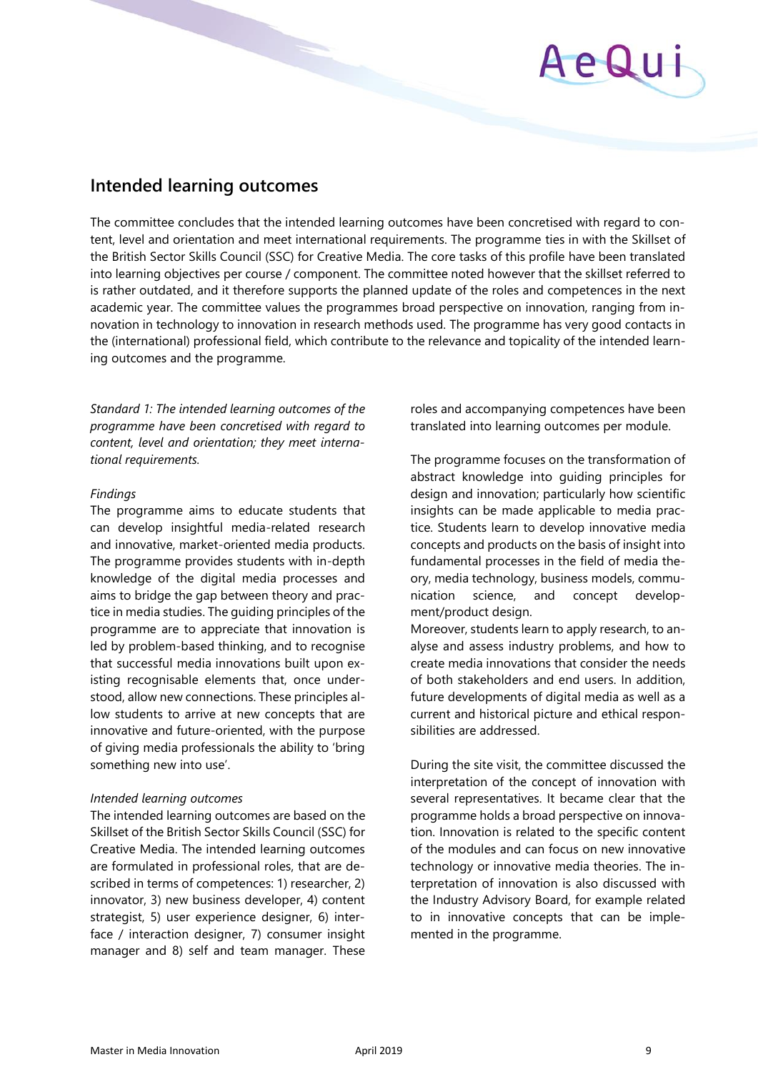## Intended learning outcomes

The committee concludes that the intended learning outcomes have been concretised with regard to content, level and orientation and meet international requirements. The programme ties in with the Skillset of the British Sector Skills Council (SSC) for Creative Media. The core tasks of this profile have been translated into learning objectives per course / component. The committee noted however that the skillset referred to is rather outdated, and it therefore supports the planned update of the roles and competences in the next academic year. The committee values the programmes broad perspective on innovation, ranging from innovation in technology to innovation in research methods used. The programme has very good contacts in the (international) professional field, which contribute to the relevance and topicality of the intended learning outcomes and the programme.

*Standard 1: The intended learning outcomes of the programme have been concretised with regard to content, level and orientation; they meet international requirements.*

*Findings*

The programme aims to educate students that can develop insightful media-related research and innovative, market-oriented media products. The programme provides students with in-depth knowledge of the digital media processes and aims to bridge the gap between theory and practice in media studies. The guiding principles of the programme are to appreciate that innovation is led by problem-based thinking, and to recognise that successful media innovations built upon existing recognisable elements that, once understood, allow new connections. These principles allow students to arrive at new concepts that are innovative and future-oriented, with the purpose of giving media professionals the ability to 'bring something new into use'.

*Intended learning outcomes*

The intended learning outcomes are based on the Skillset of the British Sector Skills Council (SSC) for Creative Media. The intended learning outcomes are formulated in professional roles, that are described in terms of competences: 1) researcher, 2) innovator, 3) new business developer, 4) content strategist, 5) user experience designer, 6) interface / interaction designer, 7) consumer insight manager and 8) self and team manager. These roles and accompanying competences have been translated into learning outcomes per module.

The programme focuses on the transformation of abstract knowledge into guiding principles for design and innovation; particularly how scientific insights can be made applicable to media practice. Students learn to develop innovative media concepts and products on the basis of insight into fundamental processes in the field of media theory, media technology, business models, communication science, and concept development/product design.

Moreover, students learn to apply research, to analyse and assess industry problems, and how to create media innovations that consider the needs of both stakeholders and end users. In addition, future developments of digital media as well as a current and historical picture and ethical responsibilities are addressed.

During the site visit, the committee discussed the interpretation of the concept of innovation with several representatives. It became clear that the programme holds a broad perspective on innovation. Innovation is related to the specific content of the modules and can focus on new innovative technology or innovative media theories. The interpretation of innovation is also discussed with the Industry Advisory Board, for example related to in innovative concepts that can be implemented in the programme.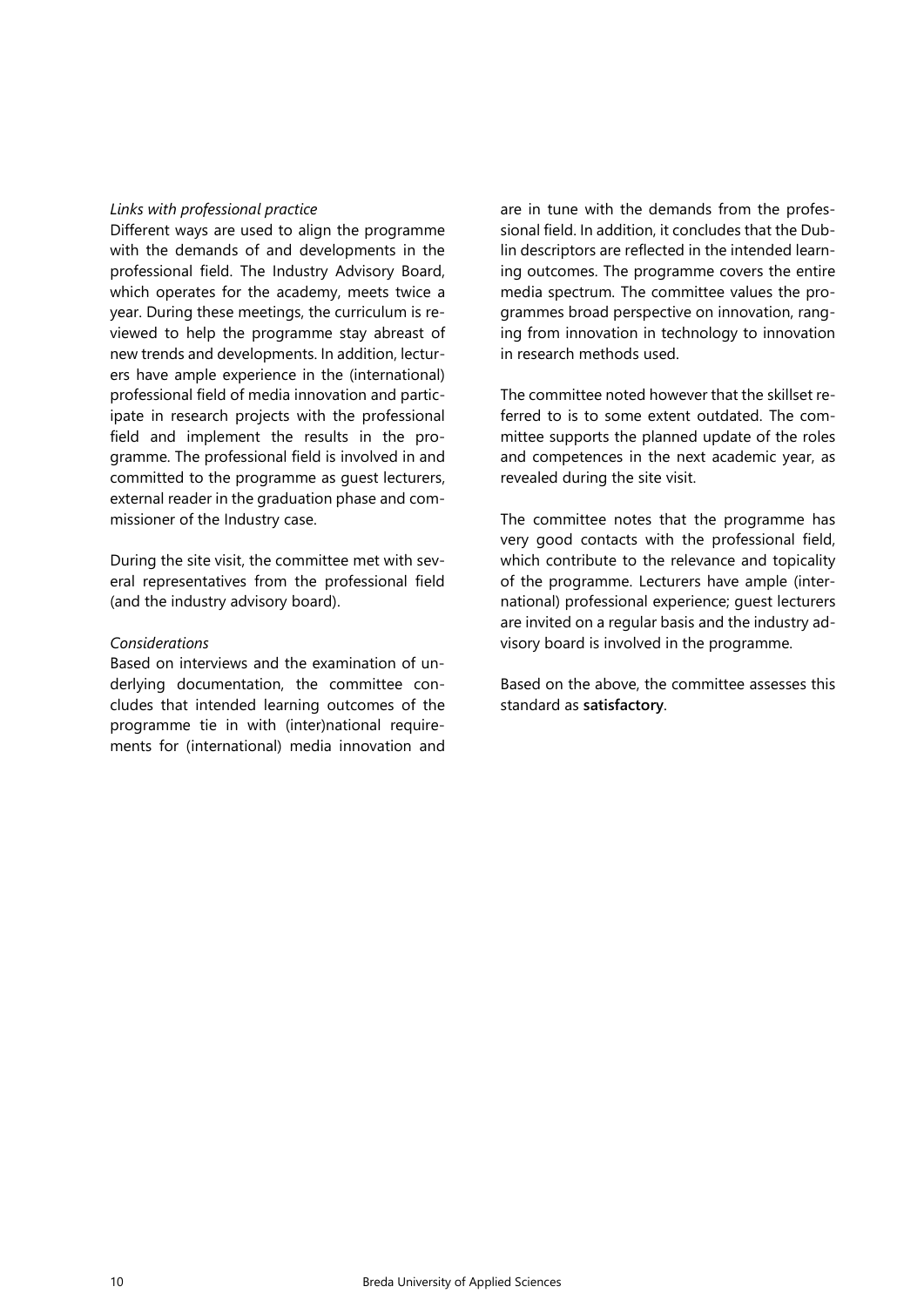*Links with professional practice*

Different ways are used to align the programme with the demands of and developments in the professional field. The Industry Advisory Board, which operates for the academy, meets twice a year. During these meetings, the curriculum is reviewed to help the programme stay abreast of new trends and developments. In addition, lecturers have ample experience in the (international) professional field of media innovation and participate in research projects with the professional field and implement the results in the programme. The professional field is involved in and committed to the programme as guest lecturers, external reader in the graduation phase and commissioner of the Industry case.

During the site visit, the committee met with several representatives from the professional field (and the industry advisory board).

*Considerations*

Based on interviews and the examination of underlying documentation, the committee concludes that intended learning outcomes of the programme tie in with (inter)national requirements for (international) media innovation and are in tune with the demands from the professional field. In addition, it concludes that the Dublin descriptors are reflected in the intended learning outcomes. The programme covers the entire media spectrum. The committee values the programmes broad perspective on innovation, ranging from innovation in technology to innovation in research methods used.

The committee noted however that the skillset referred to is to some extent outdated. The committee supports the planned update of the roles and competences in the next academic year, as revealed during the site visit.

The committee notes that the programme has very good contacts with the professional field, which contribute to the relevance and topicality of the programme. Lecturers have ample (international) professional experience; guest lecturers are invited on a regular basis and the industry advisory board is involved in the programme.

Based on the above, the committee assesses this standard as **satisfactory**.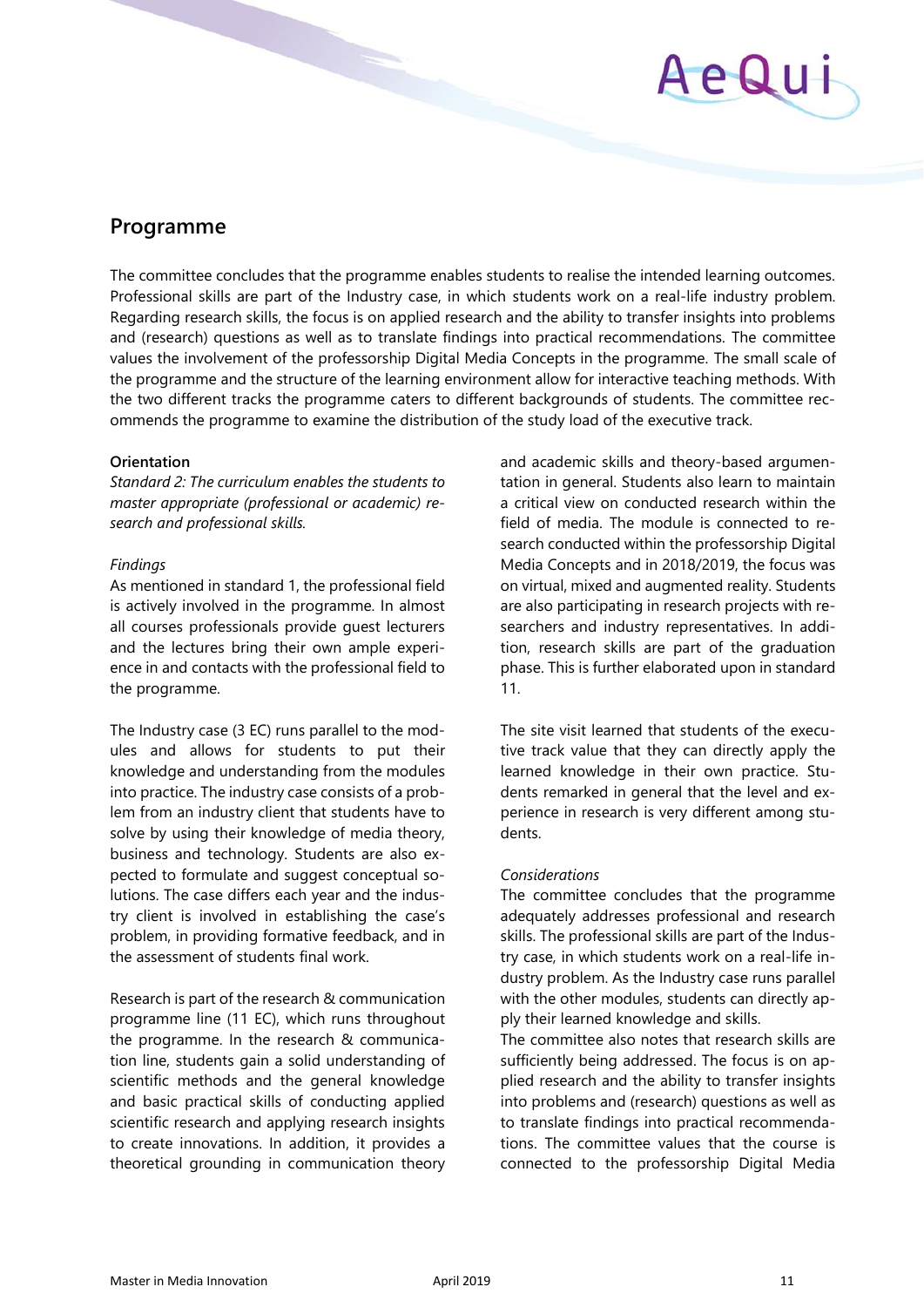## Programme

The committee concludes that the programme enables students to realise the intended learning outcomes. Professional skills are part of the Industry case, in which students work on a real-life industry problem. Regarding research skills, the focus is on applied research and the ability to transfer insights into problems and (research) questions as well as to translate findings into practical recommendations. The committee values the involvement of the professorship Digital Media Concepts in the programme. The small scale of the programme and the structure of the learning environment allow for interactive teaching methods. With the two different tracks the programme caters to different backgrounds of students. The committee recommends the programme to examine the distribution of the study load of the executive track.

**Orientation**

*Standard 2: The curriculum enables the students to master appropriate (professional or academic) research and professional skills.*

*Findings*

As mentioned in standard 1, the professional field is actively involved in the programme. In almost all courses professionals provide guest lecturers and the lectures bring their own ample experience in and contacts with the professional field to the programme.

The Industry case (3 EC) runs parallel to the modules and allows for students to put their knowledge and understanding from the modules into practice. The industry case consists of a problem from an industry client that students have to solve by using their knowledge of media theory, business and technology. Students are also expected to formulate and suggest conceptual solutions. The case differs each year and the industry client is involved in establishing the case's problem, in providing formative feedback, and in the assessment of students final work.

Research is part of the research & communication programme line (11 EC), which runs throughout the programme. In the research & communication line, students gain a solid understanding of scientific methods and the general knowledge and basic practical skills of conducting applied scientific research and applying research insights to create innovations. In addition, it provides a theoretical grounding in communication theory and academic skills and theory-based argumentation in general. Students also learn to maintain a critical view on conducted research within the field of media. The module is connected to research conducted within the professorship Digital Media Concepts and in 2018/2019, the focus was on virtual, mixed and augmented reality. Students are also participating in research projects with researchers and industry representatives. In addition, research skills are part of the graduation phase. This is further elaborated upon in standard 11.

The site visit learned that students of the executive track value that they can directly apply the learned knowledge in their own practice. Students remarked in general that the level and experience in research is very different among students.

*Considerations*

The committee concludes that the programme adequately addresses professional and research skills. The professional skills are part of the Industry case, in which students work on a real-life industry problem. As the Industry case runs parallel with the other modules, students can directly apply their learned knowledge and skills.

The committee also notes that research skills are sufficiently being addressed. The focus is on applied research and the ability to transfer insights into problems and (research) questions as well as to translate findings into practical recommendations. The committee values that the course is connected to the professorship Digital Media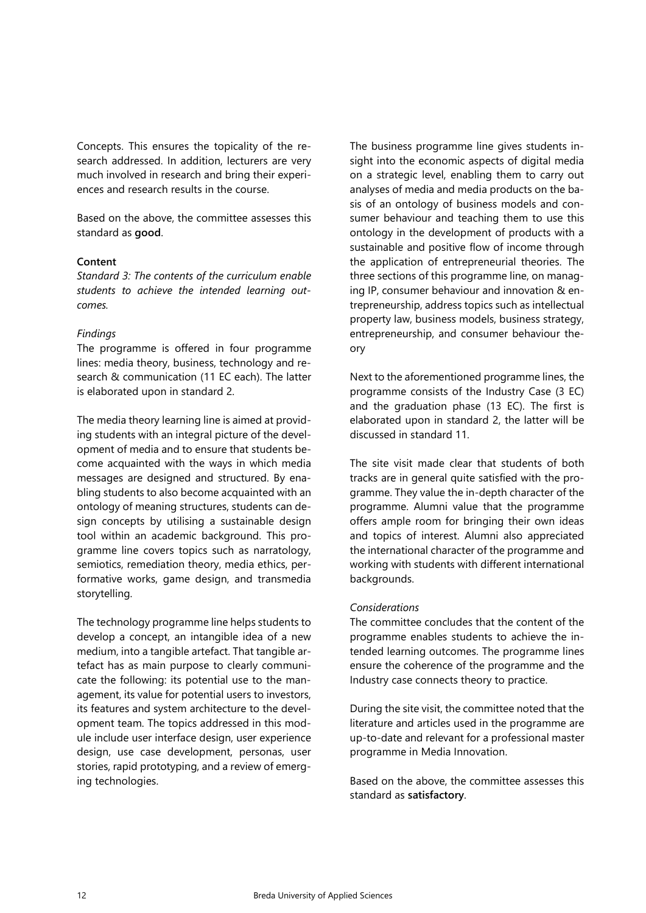Concepts. This ensures the topicality of the research addressed. In addition, lecturers are very much involved in research and bring their experiences and research results in the course.

Based on the above, the committee assesses this standard as **good**.

**Content**

*Standard 3: The contents of the curriculum enable students to achieve the intended learning outcomes.*

*Findings*

The programme is offered in four programme lines: media theory, business, technology and research & communication (11 EC each). The latter is elaborated upon in standard 2.

The media theory learning line is aimed at providing students with an integral picture of the development of media and to ensure that students become acquainted with the ways in which media messages are designed and structured. By enabling students to also become acquainted with an ontology of meaning structures, students can design concepts by utilising a sustainable design tool within an academic background. This programme line covers topics such as narratology, semiotics, remediation theory, media ethics, performative works, game design, and transmedia storytelling.

The technology programme line helps students to develop a concept, an intangible idea of a new medium, into a tangible artefact. That tangible artefact has as main purpose to clearly communicate the following: its potential use to the management, its value for potential users to investors, its features and system architecture to the development team. The topics addressed in this module include user interface design, user experience design, use case development, personas, user stories, rapid prototyping, and a review of emerging technologies.

The business programme line gives students insight into the economic aspects of digital media on a strategic level, enabling them to carry out analyses of media and media products on the basis of an ontology of business models and consumer behaviour and teaching them to use this ontology in the development of products with a sustainable and positive flow of income through the application of entrepreneurial theories. The three sections of this programme line, on managing IP, consumer behaviour and innovation & entrepreneurship, address topics such as intellectual property law, business models, business strategy, entrepreneurship, and consumer behaviour theory

Next to the aforementioned programme lines, the programme consists of the Industry Case (3 EC) and the graduation phase (13 EC). The first is elaborated upon in standard 2, the latter will be discussed in standard 11.

The site visit made clear that students of both tracks are in general quite satisfied with the programme. They value the in-depth character of the programme. Alumni value that the programme offers ample room for bringing their own ideas and topics of interest. Alumni also appreciated the international character of the programme and working with students with different international backgrounds.

*Considerations*

The committee concludes that the content of the programme enables students to achieve the intended learning outcomes. The programme lines ensure the coherence of the programme and the Industry case connects theory to practice.

During the site visit, the committee noted that the literature and articles used in the programme are up-to-date and relevant for a professional master programme in Media Innovation.

Based on the above, the committee assesses this standard as **satisfactory**.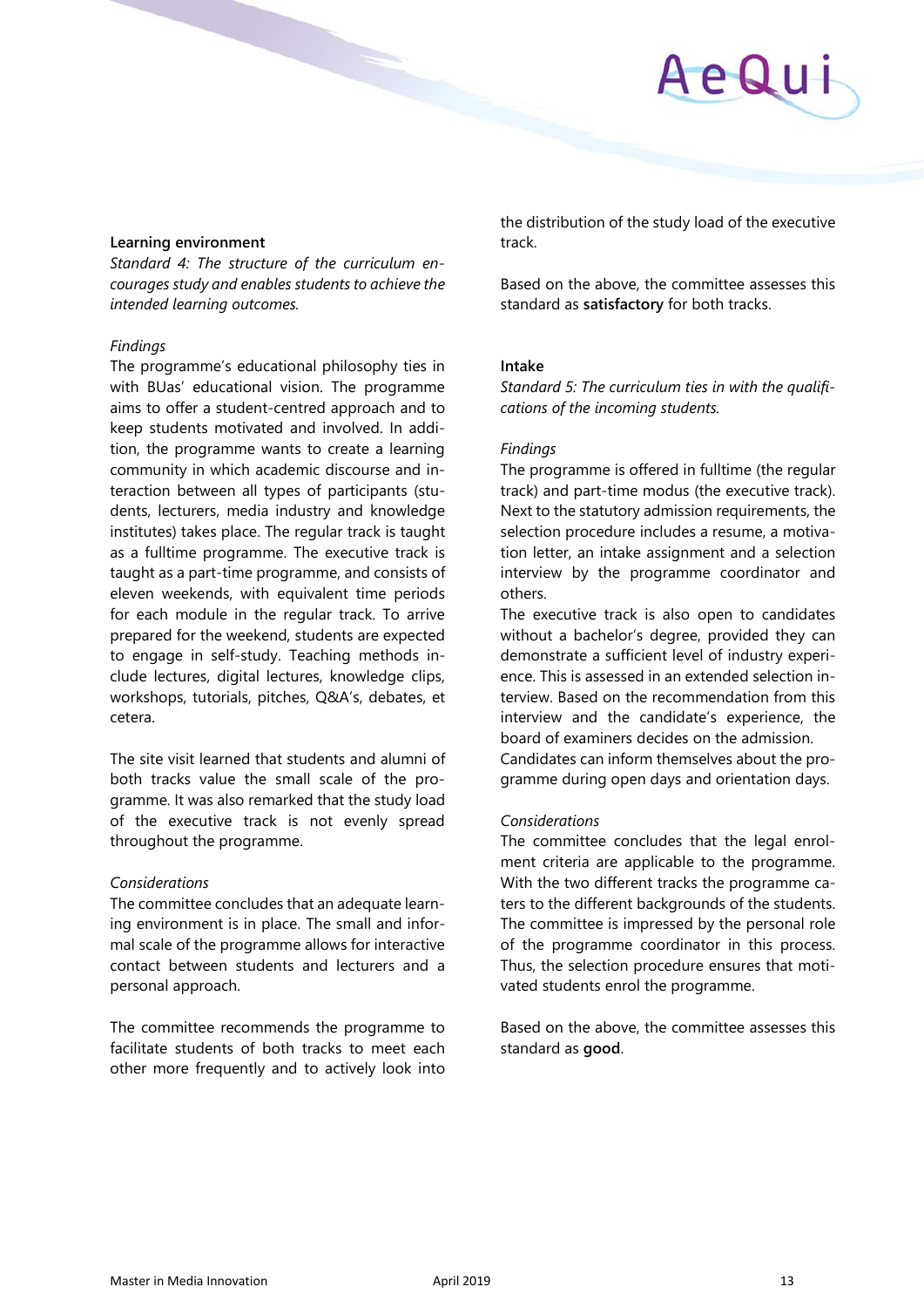**Learning environment**

*Standard 4: The structure of the curriculum encourages study and enables students to achieve the intended learning outcomes.*

*Findings*

The programme's educational philosophy ties in with BUas' educational vision. The programme aims to offer a student-centred approach and to keep students motivated and involved. In addition, the programme wants to create a learning community in which academic discourse and interaction between all types of participants (students, lecturers, media industry and knowledge institutes) takes place. The regular track is taught as a fulltime programme. The executive track is taught as a part-time programme, and consists of eleven weekends, with equivalent time periods for each module in the regular track. To arrive prepared for the weekend, students are expected to engage in self-study. Teaching methods include lectures, digital lectures, knowledge clips, workshops, tutorials, pitches, Q&A's, debates, et cetera.

The site visit learned that students and alumni of both tracks value the small scale of the programme. It was also remarked that the study load of the executive track is not evenly spread throughout the programme.

*Considerations*

The committee concludes that an adequate learning environment is in place. The small and informal scale of the programme allows for interactive contact between students and lecturers and a personal approach.

The committee recommends the programme to facilitate students of both tracks to meet each other more frequently and to actively look into the distribution of the study load of the executive track.

Based on the above, the committee assesses this standard as **satisfactory** for both tracks.

**Intake**

*Standard 5: The curriculum ties in with the qualifications of the incoming students.*

*Findings*

The programme is offered in fulltime (the regular track) and part-time modus (the executive track). Next to the statutory admission requirements, the selection procedure includes a resume, a motivation letter, an intake assignment and a selection interview by the programme coordinator and others.

The executive track is also open to candidates without a bachelor's degree, provided they can demonstrate a sufficient level of industry experience. This is assessed in an extended selection interview. Based on the recommendation from this interview and the candidate's experience, the board of examiners decides on the admission.

Candidates can inform themselves about the programme during open days and orientation days.

*Considerations*

The committee concludes that the legal enrolment criteria are applicable to the programme. With the two different tracks the programme caters to the different backgrounds of the students. The committee is impressed by the personal role of the programme coordinator in this process. Thus, the selection procedure ensures that motivated students enrol the programme.

Based on the above, the committee assesses this standard as **good**.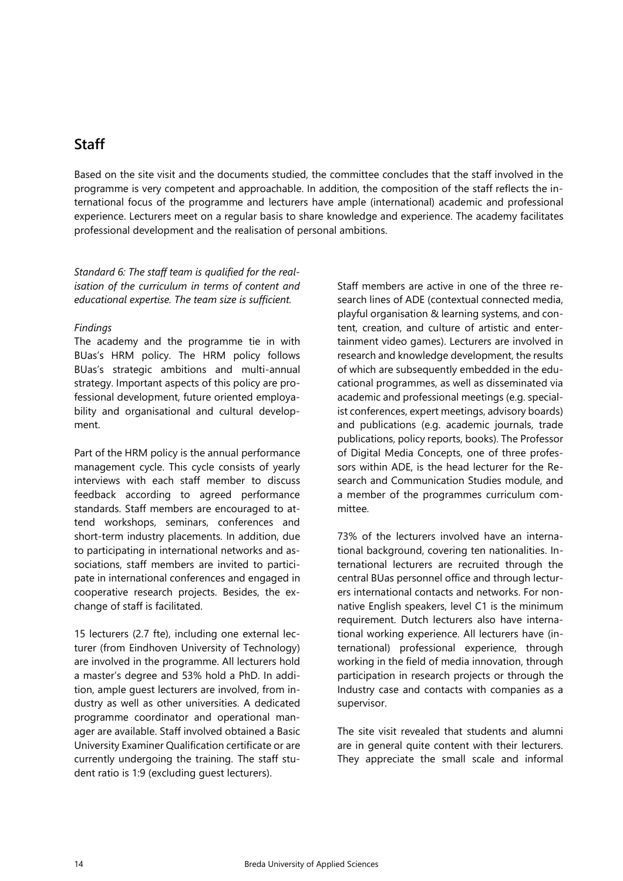## Staff

Based on the site visit and the documents studied, the committee concludes that the staff involved in the programme is very competent and approachable. In addition, the composition of the staff reflects the international focus of the programme and lecturers have ample (international) academic and professional experience. Lecturers meet on a regular basis to share knowledge and experience. The academy facilitates professional development and the realisation of personal ambitions.

*Standard 6: The staff team is qualified for the realisation of the curriculum in terms of content and educational expertise. The team size is sufficient.*

*Findings*

The academy and the programme tie in with BUas's HRM policy. The HRM policy follows BUas's strategic ambitions and multi-annual strategy. Important aspects of this policy are professional development, future oriented employability and organisational and cultural development.

Part of the HRM policy is the annual performance management cycle. This cycle consists of yearly interviews with each staff member to discuss feedback according to agreed performance standards. Staff members are encouraged to attend workshops, seminars, conferences and short-term industry placements. In addition, due to participating in international networks and associations, staff members are invited to participate in international conferences and engaged in cooperative research projects. Besides, the exchange of staff is facilitated.

15 lecturers (2.7 fte), including one external lecturer (from Eindhoven University of Technology) are involved in the programme. All lecturers hold a master's degree and 53% hold a PhD. In addition, ample guest lecturers are involved, from industry as well as other universities. A dedicated programme coordinator and operational manager are available. Staff involved obtained a Basic University Examiner Qualification certificate or are currently undergoing the training. The staff student ratio is 1:9 (excluding guest lecturers).

Staff members are active in one of the three research lines of ADE (contextual connected media, playful organisation & learning systems, and content, creation, and culture of artistic and entertainment video games). Lecturers are involved in research and knowledge development, the results of which are subsequently embedded in the educational programmes, as well as disseminated via academic and professional meetings (e.g. specialist conferences, expert meetings, advisory boards) and publications (e.g. academic journals, trade publications, policy reports, books). The Professor of Digital Media Concepts, one of three professors within ADE, is the head lecturer for the Research and Communication Studies module, and a member of the programmes curriculum committee.

73% of the lecturers involved have an international background, covering ten nationalities. International lecturers are recruited through the central BUas personnel office and through lecturers international contacts and networks. For non-native English speakers, level C1 is the minimum requirement. Dutch lecturers also have international working experience. All lecturers have (international) professional experience, through working in the field of media innovation, through participation in research projects or through the Industry case and contacts with companies as a supervisor.

The site visit revealed that students and alumni are in general quite content with their lecturers. They appreciate the small scale and informal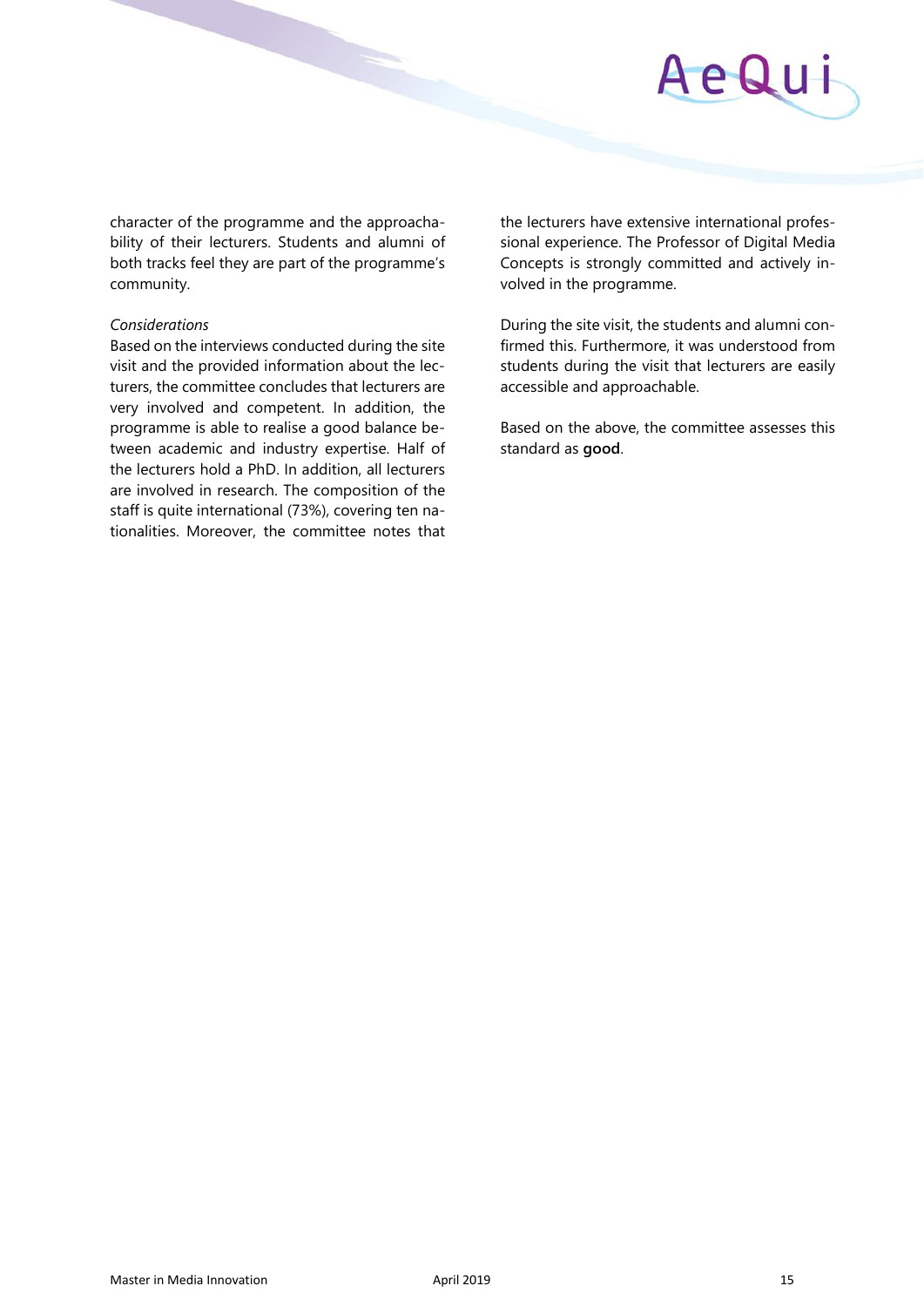character of the programme and the approachability of their lecturers. Students and alumni of both tracks feel they are part of the programme's community.

*Considerations*

Based on the interviews conducted during the site visit and the provided information about the lecturers, the committee concludes that lecturers are very involved and competent. In addition, the programme is able to realise a good balance between academic and industry expertise. Half of the lecturers hold a PhD. In addition, all lecturers are involved in research. The composition of the staff is quite international (73%), covering ten nationalities. Moreover, the committee notes that the lecturers have extensive international professional experience. The Professor of Digital Media Concepts is strongly committed and actively involved in the programme.

During the site visit, the students and alumni confirmed this. Furthermore, it was understood from students during the visit that lecturers are easily accessible and approachable.

Based on the above, the committee assesses this standard as **good**.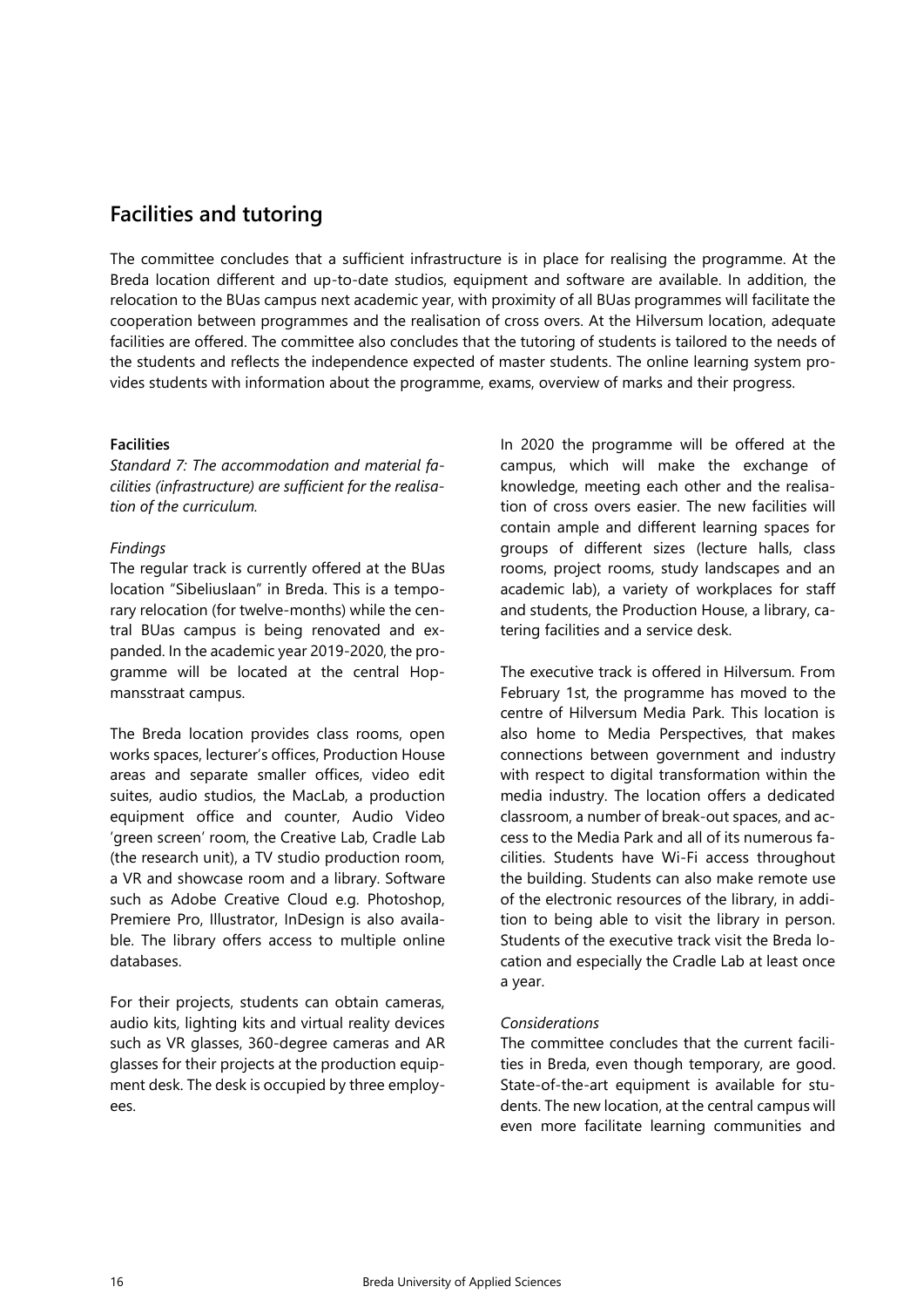## Facilities and tutoring

The committee concludes that a sufficient infrastructure is in place for realising the programme. At the Breda location different and up-to-date studios, equipment and software are available. In addition, the relocation to the BUas campus next academic year, with proximity of all BUas programmes will facilitate the cooperation between programmes and the realisation of cross overs. At the Hilversum location, adequate facilities are offered. The committee also concludes that the tutoring of students is tailored to the needs of the students and reflects the independence expected of master students. The online learning system provides students with information about the programme, exams, overview of marks and their progress.

**Facilities**

*Standard 7: The accommodation and material facilities (infrastructure) are sufficient for the realisation of the curriculum.*

*Findings*

The regular track is currently offered at the BUas location "Sibeliuslaan" in Breda. This is a temporary relocation (for twelve-months) while the central BUas campus is being renovated and expanded. In the academic year 2019-2020, the programme will be located at the central Hopmansstraat campus.

The Breda location provides class rooms, open works spaces, lecturer's offices, Production House areas and separate smaller offices, video edit suites, audio studios, the MacLab, a production equipment office and counter, Audio Video 'green screen' room, the Creative Lab, Cradle Lab (the research unit), a TV studio production room, a VR and showcase room and a library. Software such as Adobe Creative Cloud e.g. Photoshop, Premiere Pro, Illustrator, InDesign is also available. The library offers access to multiple online databases.

For their projects, students can obtain cameras, audio kits, lighting kits and virtual reality devices such as VR glasses, 360-degree cameras and AR glasses for their projects at the production equipment desk. The desk is occupied by three employees.

In 2020 the programme will be offered at the campus, which will make the exchange of knowledge, meeting each other and the realisation of cross overs easier. The new facilities will contain ample and different learning spaces for groups of different sizes (lecture halls, class rooms, project rooms, study landscapes and an academic lab), a variety of workplaces for staff and students, the Production House, a library, catering facilities and a service desk.

The executive track is offered in Hilversum. From February 1st, the programme has moved to the centre of Hilversum Media Park. This location is also home to Media Perspectives, that makes connections between government and industry with respect to digital transformation within the media industry. The location offers a dedicated classroom, a number of break-out spaces, and access to the Media Park and all of its numerous facilities. Students have Wi-Fi access throughout the building. Students can also make remote use of the electronic resources of the library, in addition to being able to visit the library in person. Students of the executive track visit the Breda location and especially the Cradle Lab at least once a year.

*Considerations*

The committee concludes that the current facilities in Breda, even though temporary, are good. State-of-the-art equipment is available for students. The new location, at the central campus will even more facilitate learning communities and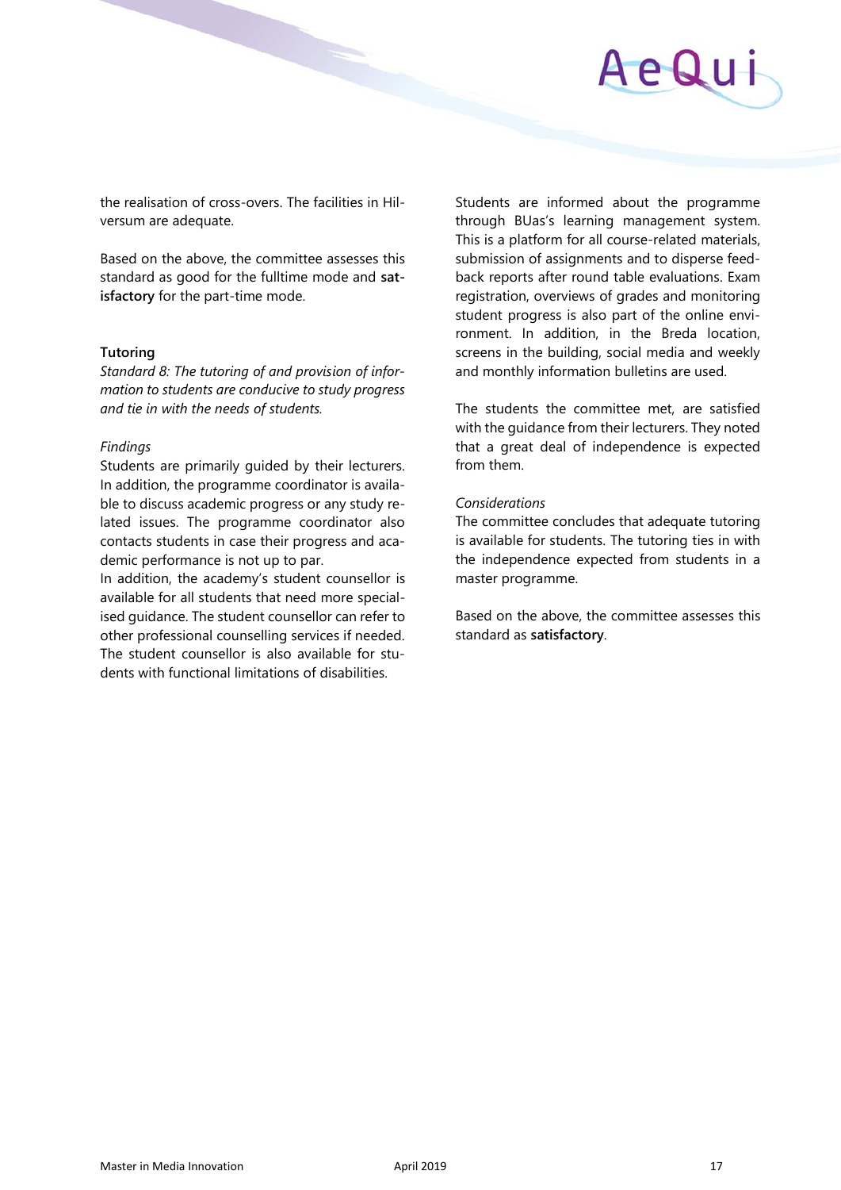the realisation of cross-overs. The facilities in Hilversum are adequate.

Based on the above, the committee assesses this standard as good for the fulltime mode and **satisfactory** for the part-time mode.

### Tutoring

*Standard 8: The tutoring of and provision of information to students are conducive to study progress and tie in with the needs of students.*

*Findings*

Students are primarily guided by their lecturers. In addition, the programme coordinator is available to discuss academic progress or any study related issues. The programme coordinator also contacts students in case their progress and academic performance is not up to par.

In addition, the academy's student counsellor is available for all students that need more specialised guidance. The student counsellor can refer to other professional counselling services if needed. The student counsellor is also available for students with functional limitations of disabilities.

Students are informed about the programme through BUas's learning management system. This is a platform for all course-related materials, submission of assignments and to disperse feedback reports after round table evaluations. Exam registration, overviews of grades and monitoring student progress is also part of the online environment. In addition, in the Breda location, screens in the building, social media and weekly and monthly information bulletins are used.

The students the committee met, are satisfied with the guidance from their lecturers. They noted that a great deal of independence is expected from them.

*Considerations*

The committee concludes that adequate tutoring is available for students. The tutoring ties in with the independence expected from students in a master programme.

Based on the above, the committee assesses this standard as **satisfactory**.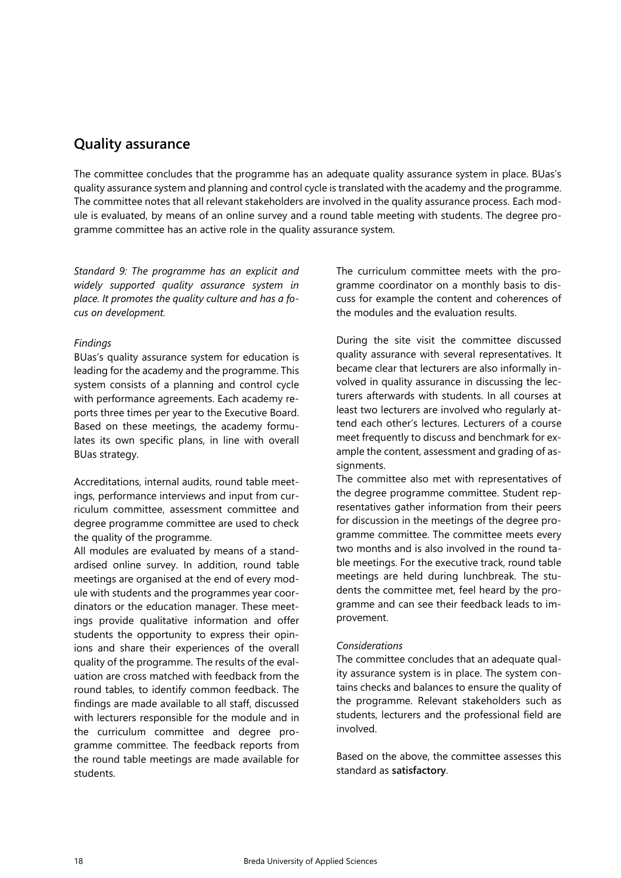## Quality assurance

The committee concludes that the programme has an adequate quality assurance system in place. BUas's quality assurance system and planning and control cycle is translated with the academy and the programme. The committee notes that all relevant stakeholders are involved in the quality assurance process. Each module is evaluated, by means of an online survey and a round table meeting with students. The degree programme committee has an active role in the quality assurance system.

*Standard 9: The programme has an explicit and widely supported quality assurance system in place. It promotes the quality culture and has a focus on development.*

*Findings*

BUas's quality assurance system for education is leading for the academy and the programme. This system consists of a planning and control cycle with performance agreements. Each academy reports three times per year to the Executive Board. Based on these meetings, the academy formulates its own specific plans, in line with overall BUas strategy.

Accreditations, internal audits, round table meetings, performance interviews and input from curriculum committee, assessment committee and degree programme committee are used to check the quality of the programme.

All modules are evaluated by means of a standardised online survey. In addition, round table meetings are organised at the end of every module with students and the programmes year coordinators or the education manager. These meetings provide qualitative information and offer students the opportunity to express their opinions and share their experiences of the overall quality of the programme. The results of the evaluation are cross matched with feedback from the round tables, to identify common feedback. The findings are made available to all staff, discussed with lecturers responsible for the module and in the curriculum committee and degree programme committee. The feedback reports from the round table meetings are made available for students.

The curriculum committee meets with the programme coordinator on a monthly basis to discuss for example the content and coherences of the modules and the evaluation results.

During the site visit the committee discussed quality assurance with several representatives. It became clear that lecturers are also informally involved in quality assurance in discussing the lecturers afterwards with students. In all courses at least two lecturers are involved who regularly attend each other's lectures. Lecturers of a course meet frequently to discuss and benchmark for example the content, assessment and grading of assignments.

The committee also met with representatives of the degree programme committee. Student representatives gather information from their peers for discussion in the meetings of the degree programme committee. The committee meets every two months and is also involved in the round table meetings. For the executive track, round table meetings are held during lunchbreak. The students the committee met, feel heard by the programme and can see their feedback leads to improvement.

*Considerations*

The committee concludes that an adequate quality assurance system is in place. The system contains checks and balances to ensure the quality of the programme. Relevant stakeholders such as students, lecturers and the professional field are involved.

Based on the above, the committee assesses this standard as **satisfactory**.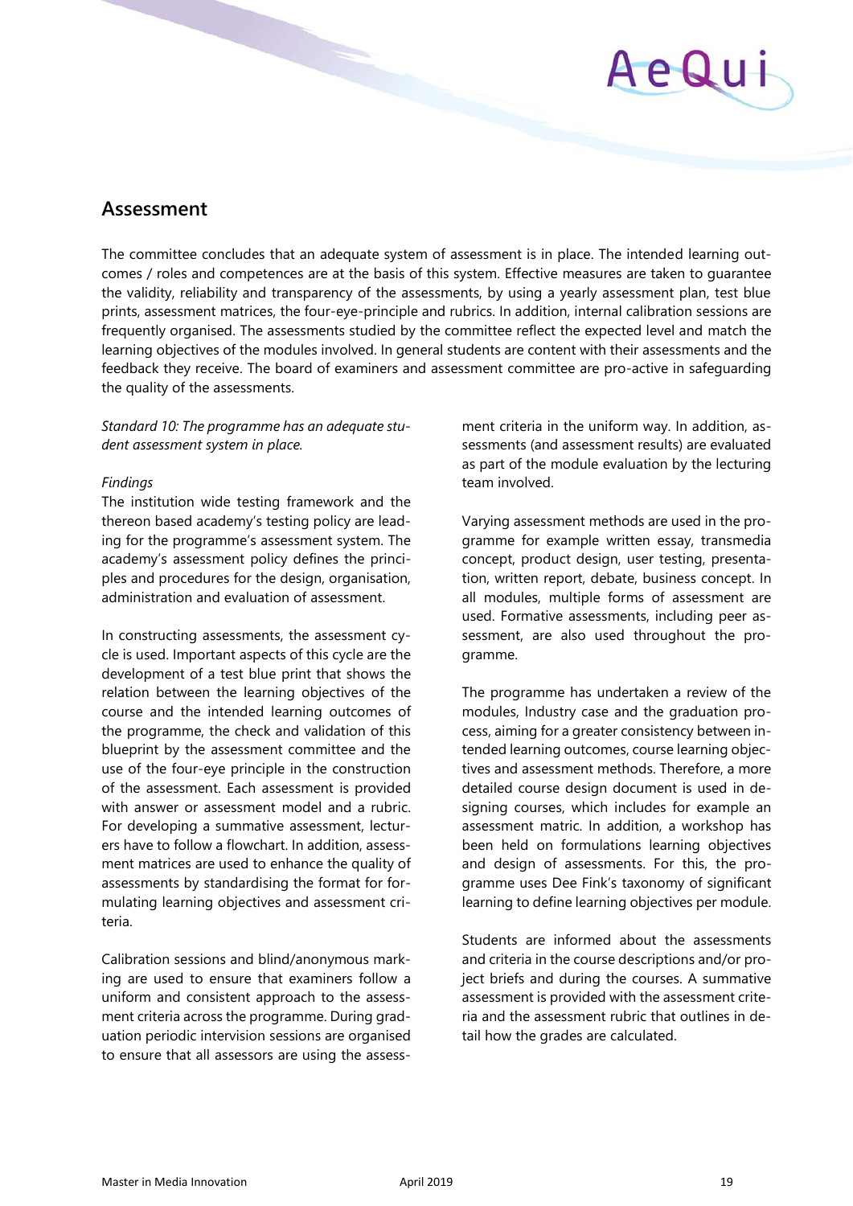## Assessment

The committee concludes that an adequate system of assessment is in place. The intended learning outcomes / roles and competences are at the basis of this system. Effective measures are taken to guarantee the validity, reliability and transparency of the assessments, by using a yearly assessment plan, test blue prints, assessment matrices, the four-eye-principle and rubrics. In addition, internal calibration sessions are frequently organised. The assessments studied by the committee reflect the expected level and match the learning objectives of the modules involved. In general students are content with their assessments and the feedback they receive. The board of examiners and assessment committee are pro-active in safeguarding the quality of the assessments.

*Standard 10: The programme has an adequate student assessment system in place.*

*Findings*

The institution wide testing framework and the thereon based academy's testing policy are leading for the programme's assessment system. The academy's assessment policy defines the principles and procedures for the design, organisation, administration and evaluation of assessment.

In constructing assessments, the assessment cycle is used. Important aspects of this cycle are the development of a test blue print that shows the relation between the learning objectives of the course and the intended learning outcomes of the programme, the check and validation of this blueprint by the assessment committee and the use of the four-eye principle in the construction of the assessment. Each assessment is provided with answer or assessment model and a rubric. For developing a summative assessment, lecturers have to follow a flowchart. In addition, assessment matrices are used to enhance the quality of assessments by standardising the format for formulating learning objectives and assessment criteria.

Calibration sessions and blind/anonymous marking are used to ensure that examiners follow a uniform and consistent approach to the assessment criteria across the programme. During graduation periodic intervision sessions are organised to ensure that all assessors are using the assessment criteria in the uniform way. In addition, assessments (and assessment results) are evaluated as part of the module evaluation by the lecturing team involved.

Varying assessment methods are used in the programme for example written essay, transmedia concept, product design, user testing, presentation, written report, debate, business concept. In all modules, multiple forms of assessment are used. Formative assessments, including peer assessment, are also used throughout the programme.

The programme has undertaken a review of the modules, Industry case and the graduation process, aiming for a greater consistency between intended learning outcomes, course learning objectives and assessment methods. Therefore, a more detailed course design document is used in designing courses, which includes for example an assessment matric. In addition, a workshop has been held on formulations learning objectives and design of assessments. For this, the programme uses Dee Fink's taxonomy of significant learning to define learning objectives per module.

Students are informed about the assessments and criteria in the course descriptions and/or project briefs and during the courses. A summative assessment is provided with the assessment criteria and the assessment rubric that outlines in detail how the grades are calculated.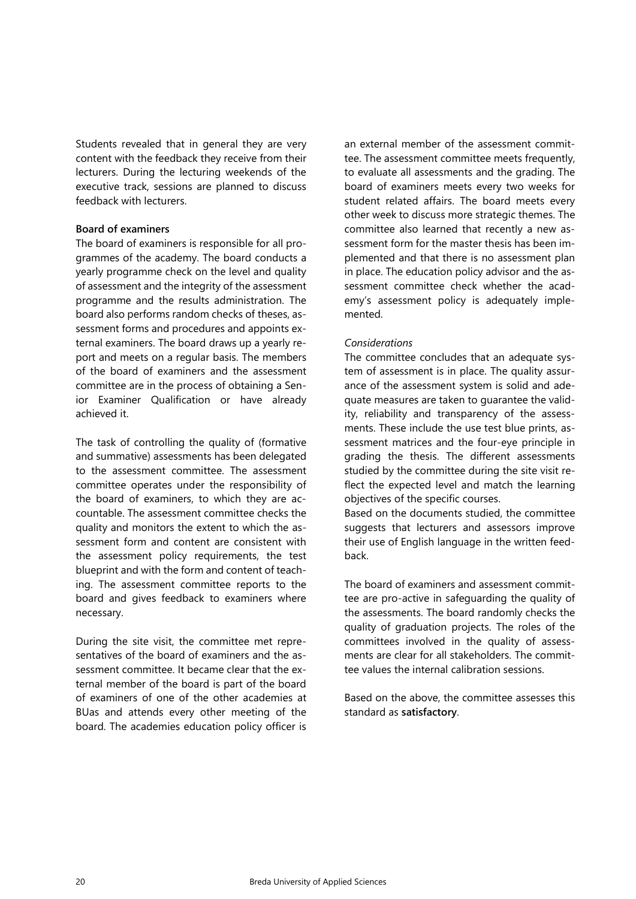Students revealed that in general they are very content with the feedback they receive from their lecturers. During the lecturing weekends of the executive track, sessions are planned to discuss feedback with lecturers.

**Board of examiners**

The board of examiners is responsible for all programmes of the academy. The board conducts a yearly programme check on the level and quality of assessment and the integrity of the assessment programme and the results administration. The board also performs random checks of theses, assessment forms and procedures and appoints external examiners. The board draws up a yearly report and meets on a regular basis. The members of the board of examiners and the assessment committee are in the process of obtaining a Senior Examiner Qualification or have already achieved it.

The task of controlling the quality of (formative and summative) assessments has been delegated to the assessment committee. The assessment committee operates under the responsibility of the board of examiners, to which they are accountable. The assessment committee checks the quality and monitors the extent to which the assessment form and content are consistent with the assessment policy requirements, the test blueprint and with the form and content of teaching. The assessment committee reports to the board and gives feedback to examiners where necessary.

During the site visit, the committee met representatives of the board of examiners and the assessment committee. It became clear that the external member of the board is part of the board of examiners of one of the other academies at BUas and attends every other meeting of the board. The academies education policy officer is an external member of the assessment committee. The assessment committee meets frequently, to evaluate all assessments and the grading. The board of examiners meets every two weeks for student related affairs. The board meets every other week to discuss more strategic themes. The committee also learned that recently a new assessment form for the master thesis has been implemented and that there is no assessment plan in place. The education policy advisor and the assessment committee check whether the academy's assessment policy is adequately implemented.

*Considerations*

The committee concludes that an adequate system of assessment is in place. The quality assurance of the assessment system is solid and adequate measures are taken to guarantee the validity, reliability and transparency of the assessments. These include the use test blue prints, assessment matrices and the four-eye principle in grading the thesis. The different assessments studied by the committee during the site visit reflect the expected level and match the learning objectives of the specific courses.
Based on the documents studied, the committee suggests that lecturers and assessors improve their use of English language in the written feedback.

The board of examiners and assessment committee are pro-active in safeguarding the quality of the assessments. The board randomly checks the quality of graduation projects. The roles of the committees involved in the quality of assessments are clear for all stakeholders. The committee values the internal calibration sessions.

Based on the above, the committee assesses this standard as **satisfactory**.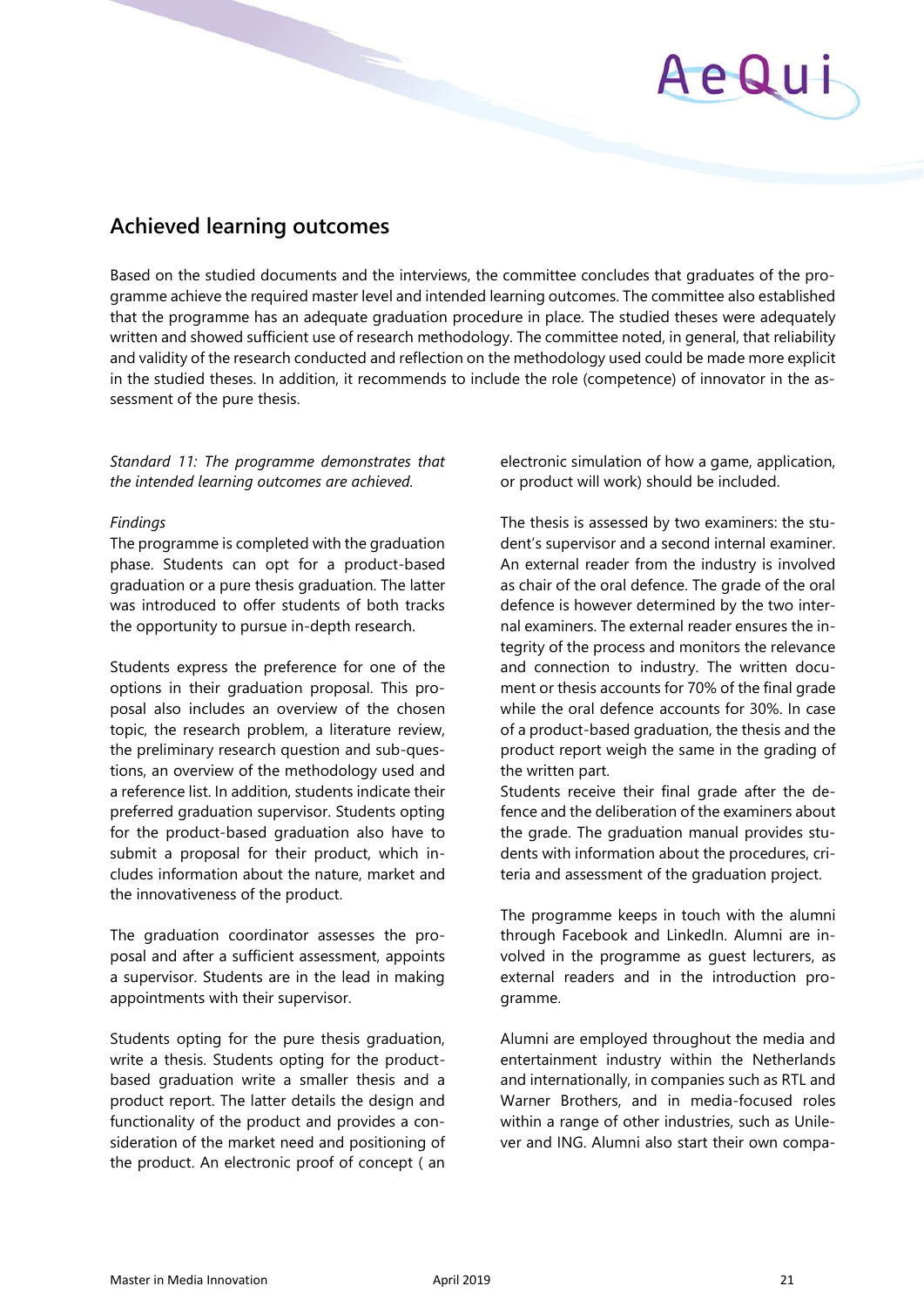## Achieved learning outcomes

Based on the studied documents and the interviews, the committee concludes that graduates of the programme achieve the required master level and intended learning outcomes. The committee also established that the programme has an adequate graduation procedure in place. The studied theses were adequately written and showed sufficient use of research methodology. The committee noted, in general, that reliability and validity of the research conducted and reflection on the methodology used could be made more explicit in the studied theses. In addition, it recommends to include the role (competence) of innovator in the assessment of the pure thesis.

*Standard 11: The programme demonstrates that the intended learning outcomes are achieved.*

*Findings*

The programme is completed with the graduation phase. Students can opt for a product-based graduation or a pure thesis graduation. The latter was introduced to offer students of both tracks the opportunity to pursue in-depth research.

Students express the preference for one of the options in their graduation proposal. This proposal also includes an overview of the chosen topic, the research problem, a literature review, the preliminary research question and sub-questions, an overview of the methodology used and a reference list. In addition, students indicate their preferred graduation supervisor. Students opting for the product-based graduation also have to submit a proposal for their product, which includes information about the nature, market and the innovativeness of the product.

The graduation coordinator assesses the proposal and after a sufficient assessment, appoints a supervisor. Students are in the lead in making appointments with their supervisor.

Students opting for the pure thesis graduation, write a thesis. Students opting for the product-based graduation write a smaller thesis and a product report. The latter details the design and functionality of the product and provides a consideration of the market need and positioning of the product. An electronic proof of concept ( an electronic simulation of how a game, application, or product will work) should be included.

The thesis is assessed by two examiners: the student's supervisor and a second internal examiner. An external reader from the industry is involved as chair of the oral defence. The grade of the oral defence is however determined by the two internal examiners. The external reader ensures the integrity of the process and monitors the relevance and connection to industry. The written document or thesis accounts for 70% of the final grade while the oral defence accounts for 30%. In case of a product-based graduation, the thesis and the product report weigh the same in the grading of the written part.
Students receive their final grade after the defence and the deliberation of the examiners about the grade. The graduation manual provides students with information about the procedures, criteria and assessment of the graduation project.

The programme keeps in touch with the alumni through Facebook and LinkedIn. Alumni are involved in the programme as guest lecturers, as external readers and in the introduction programme.

Alumni are employed throughout the media and entertainment industry within the Netherlands and internationally, in companies such as RTL and Warner Brothers, and in media-focused roles within a range of other industries, such as Unilever and ING. Alumni also start their own compa-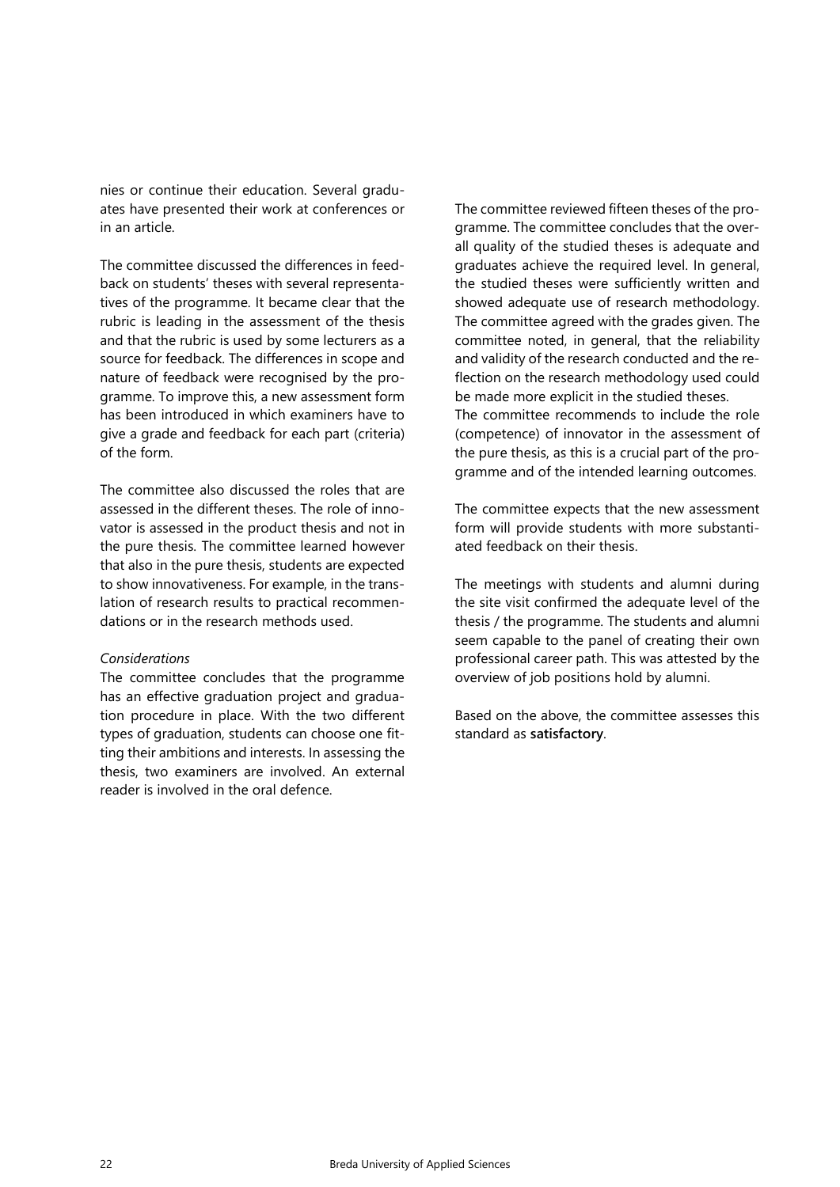nies or continue their education. Several graduates have presented their work at conferences or in an article.

The committee discussed the differences in feedback on students' theses with several representatives of the programme. It became clear that the rubric is leading in the assessment of the thesis and that the rubric is used by some lecturers as a source for feedback. The differences in scope and nature of feedback were recognised by the programme. To improve this, a new assessment form has been introduced in which examiners have to give a grade and feedback for each part (criteria) of the form.

The committee also discussed the roles that are assessed in the different theses. The role of innovator is assessed in the product thesis and not in the pure thesis. The committee learned however that also in the pure thesis, students are expected to show innovativeness. For example, in the translation of research results to practical recommendations or in the research methods used.

*Considerations*

The committee concludes that the programme has an effective graduation project and graduation procedure in place. With the two different types of graduation, students can choose one fitting their ambitions and interests. In assessing the thesis, two examiners are involved. An external reader is involved in the oral defence.

The committee reviewed fifteen theses of the programme. The committee concludes that the overall quality of the studied theses is adequate and graduates achieve the required level. In general, the studied theses were sufficiently written and showed adequate use of research methodology. The committee agreed with the grades given. The committee noted, in general, that the reliability and validity of the research conducted and the reflection on the research methodology used could be made more explicit in the studied theses.
The committee recommends to include the role (competence) of innovator in the assessment of the pure thesis, as this is a crucial part of the programme and of the intended learning outcomes.

The committee expects that the new assessment form will provide students with more substantiated feedback on their thesis.

The meetings with students and alumni during the site visit confirmed the adequate level of the thesis / the programme. The students and alumni seem capable to the panel of creating their own professional career path. This was attested by the overview of job positions hold by alumni.

Based on the above, the committee assesses this standard as **satisfactory**.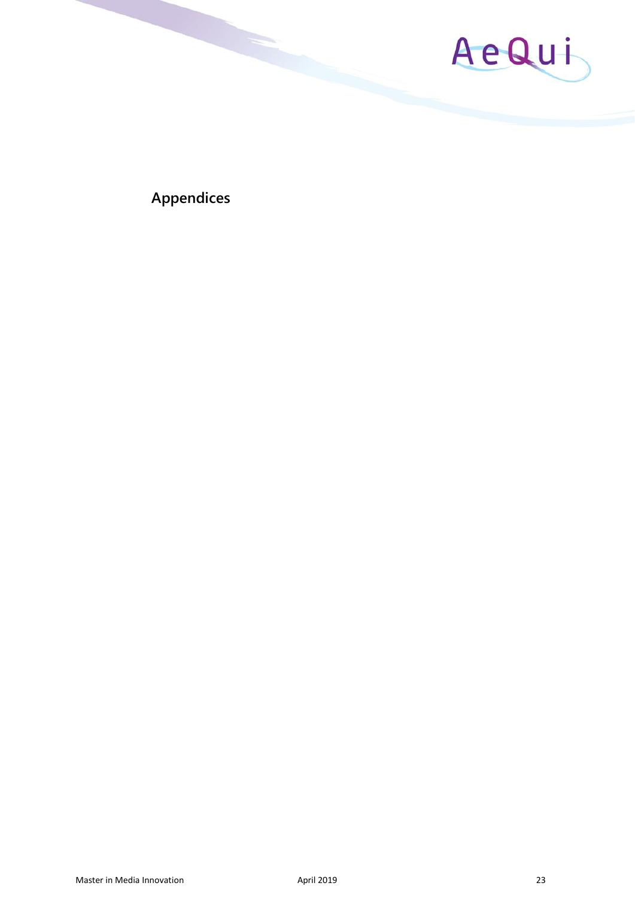## Appendices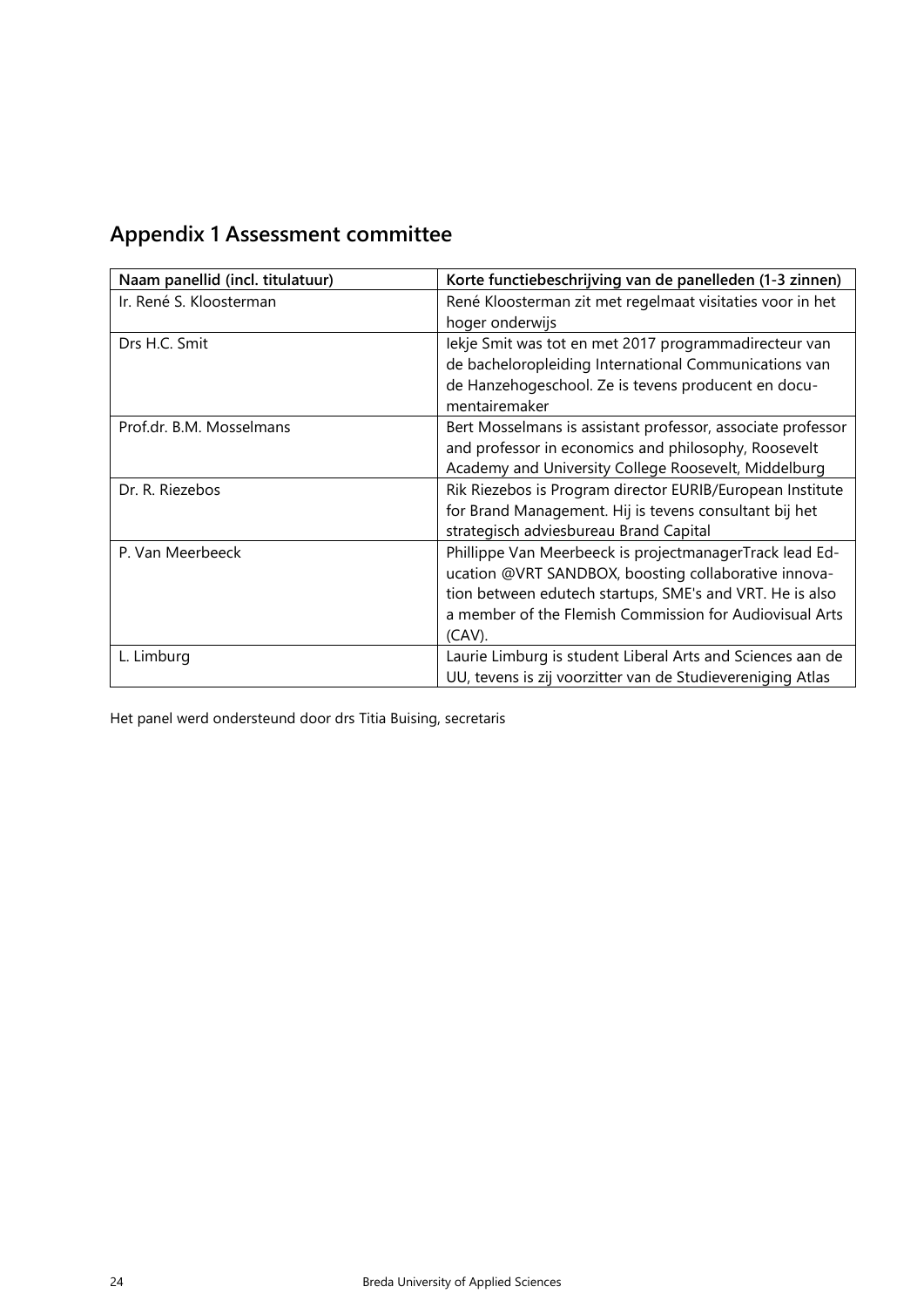## Appendix 1 Assessment committee

| Naam panellid (incl. titulatuur) | Korte functiebeschrijving van de panelleden (1-3 zinnen) |
|---|---|
| Ir. René S. Kloosterman | René Kloosterman zit met regelmaat visitaties voor in het hoger onderwijs |
| Drs H.C. Smit | Iekje Smit was tot en met 2017 programmadirecteur van de bacheloropleiding International Communications van de Hanzehogeschool. Ze is tevens producent en documentairemaker |
| Prof.dr. B.M. Mosselmans | Bert Mosselmans is assistant professor, associate professor and professor in economics and philosophy, Roosevelt Academy and University College Roosevelt, Middelburg |
| Dr. R. Riezebos | Rik Riezebos is Program director EURIB/European Institute for Brand Management. Hij is tevens consultant bij het strategisch adviesbureau Brand Capital |
| P. Van Meerbeeck | Phillippe Van Meerbeeck is projectmanagerTrack lead Education @VRT SANDBOX, boosting collaborative innovation between edutech startups, SME's and VRT. He is also a member of the Flemish Commission for Audiovisual Arts (CAV). |
| L. Limburg | Laurie Limburg is student Liberal Arts and Sciences aan de UU, tevens is zij voorzitter van de Studievereniging Atlas |

Het panel werd ondersteund door drs Titia Buising, secretaris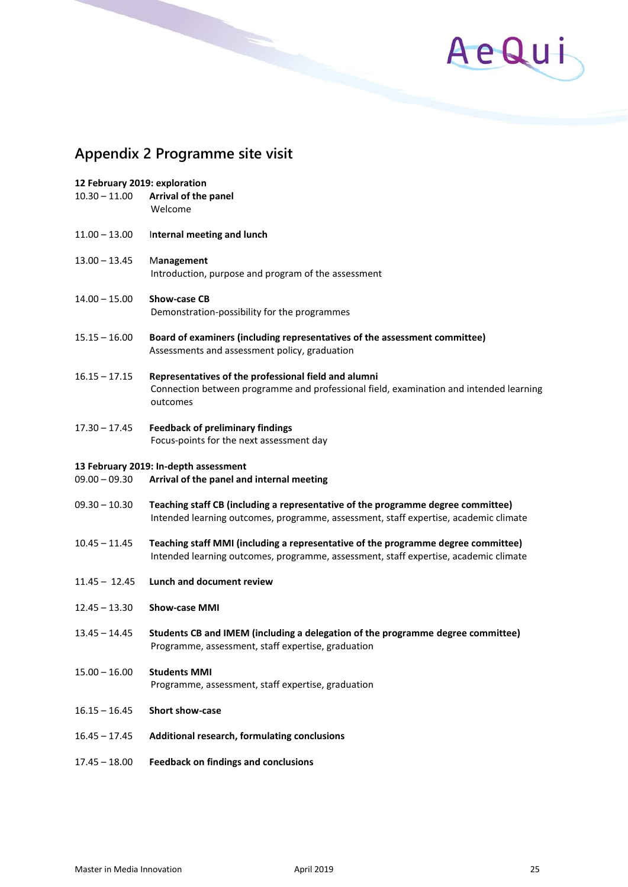## Appendix 2 Programme site visit

**12 February 2019: exploration**

| | |
|---|---|
| 10.30 – 11.00 | **Arrival of the panel**<br>Welcome |
| 11.00 – 13.00 | **Internal meeting and lunch** |
| 13.00 – 13.45 | **Management**<br>Introduction, purpose and program of the assessment |
| 14.00 – 15.00 | **Show-case CB**<br>Demonstration-possibility for the programmes |
| 15.15 – 16.00 | **Board of examiners (including representatives of the assessment committee)**<br>Assessments and assessment policy, graduation |
| 16.15 – 17.15 | **Representatives of the professional field and alumni**<br>Connection between programme and professional field, examination and intended learning outcomes |
| 17.30 – 17.45 | **Feedback of preliminary findings**<br>Focus-points for the next assessment day |

**13 February 2019: In-depth assessment**

| | |
|---|---|
| 09.00 – 09.30 | **Arrival of the panel and internal meeting** |
| 09.30 – 10.30 | **Teaching staff CB (including a representative of the programme degree committee)**<br>Intended learning outcomes, programme, assessment, staff expertise, academic climate |
| 10.45 – 11.45 | **Teaching staff MMI (including a representative of the programme degree committee)**<br>Intended learning outcomes, programme, assessment, staff expertise, academic climate |
| 11.45 – 12.45 | **Lunch and document review** |
| 12.45 – 13.30 | **Show-case MMI** |
| 13.45 – 14.45 | **Students CB and IMEM (including a delegation of the programme degree committee)**<br>Programme, assessment, staff expertise, graduation |
| 15.00 – 16.00 | **Students MMI**<br>Programme, assessment, staff expertise, graduation |
| 16.15 – 16.45 | **Short show-case** |
| 16.45 – 17.45 | **Additional research, formulating conclusions** |
| 17.45 – 18.00 | **Feedback on findings and conclusions** |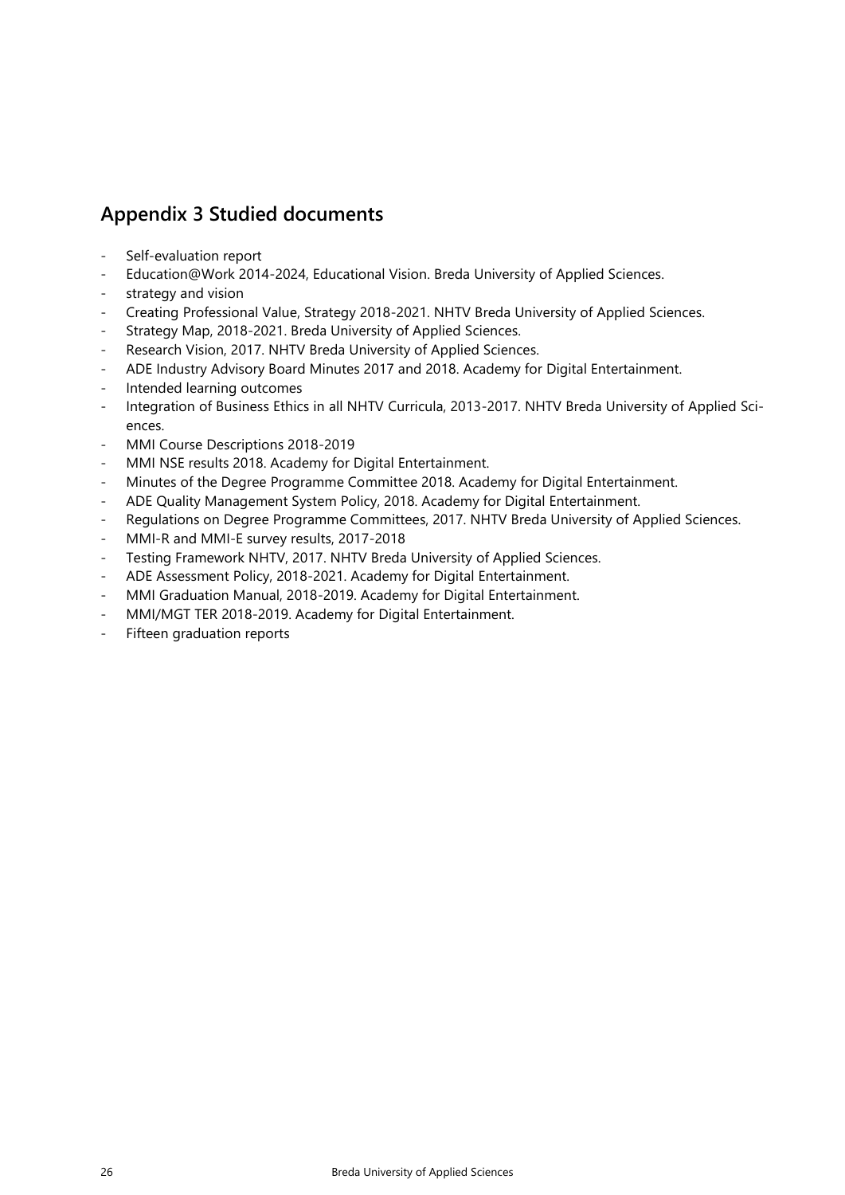## Appendix 3 Studied documents

- Self-evaluation report
- Education@Work 2014-2024, Educational Vision. Breda University of Applied Sciences.
- strategy and vision
- Creating Professional Value, Strategy 2018-2021. NHTV Breda University of Applied Sciences.
- Strategy Map, 2018-2021. Breda University of Applied Sciences.
- Research Vision, 2017. NHTV Breda University of Applied Sciences.
- ADE Industry Advisory Board Minutes 2017 and 2018. Academy for Digital Entertainment.
- Intended learning outcomes
- Integration of Business Ethics in all NHTV Curricula, 2013-2017. NHTV Breda University of Applied Sciences.
- MMI Course Descriptions 2018-2019
- MMI NSE results 2018. Academy for Digital Entertainment.
- Minutes of the Degree Programme Committee 2018. Academy for Digital Entertainment.
- ADE Quality Management System Policy, 2018. Academy for Digital Entertainment.
- Regulations on Degree Programme Committees, 2017. NHTV Breda University of Applied Sciences.
- MMI-R and MMI-E survey results, 2017-2018
- Testing Framework NHTV, 2017. NHTV Breda University of Applied Sciences.
- ADE Assessment Policy, 2018-2021. Academy for Digital Entertainment.
- MMI Graduation Manual, 2018-2019. Academy for Digital Entertainment.
- MMI/MGT TER 2018-2019. Academy for Digital Entertainment.
- Fifteen graduation reports